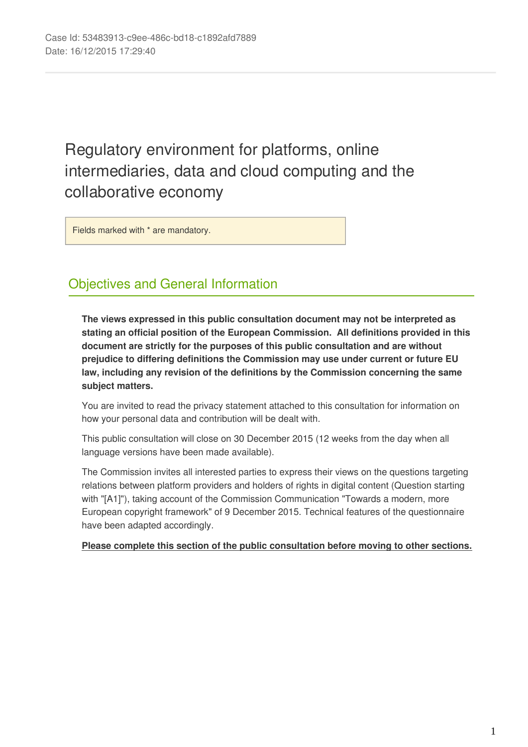Case Id: 53483913-c9ee-486c-bd18-c1892afd7889
Date: 16/12/2015 17:29:40

# Regulatory environment for platforms, online intermediaries, data and cloud computing and the collaborative economy

Fields marked with * are mandatory.

## Objectives and General Information

**The views expressed in this public consultation document may not be interpreted as stating an official position of the European Commission. All definitions provided in this document are strictly for the purposes of this public consultation and are without prejudice to differing definitions the Commission may use under current or future EU law, including any revision of the definitions by the Commission concerning the same subject matters.**

You are invited to read the privacy statement attached to this consultation for information on how your personal data and contribution will be dealt with.

This public consultation will close on 30 December 2015 (12 weeks from the day when all language versions have been made available).

The Commission invites all interested parties to express their views on the questions targeting relations between platform providers and holders of rights in digital content (Question starting with "[A1]"), taking account of the Commission Communication "Towards a modern, more European copyright framework" of 9 December 2015. Technical features of the questionnaire have been adapted accordingly.

**Please complete this section of the public consultation before moving to other sections.**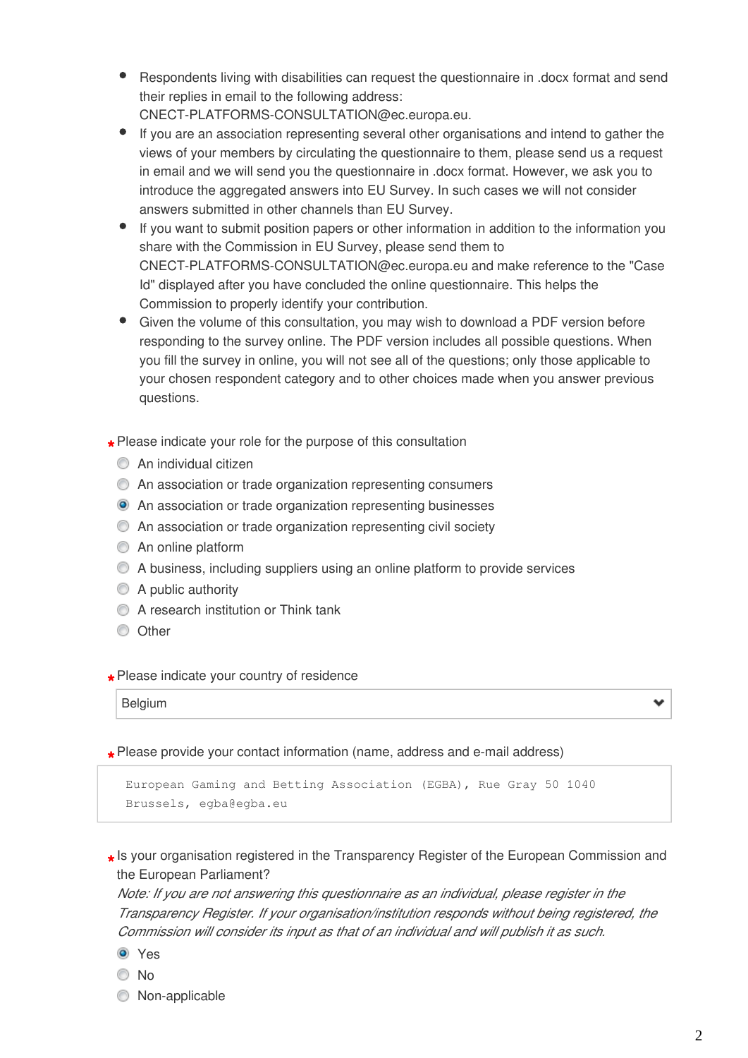- Respondents living with disabilities can request the questionnaire in .docx format and send their replies in email to the following address: CNECT-PLATFORMS-CONSULTATION@ec.europa.eu.
- If you are an association representing several other organisations and intend to gather the views of your members by circulating the questionnaire to them, please send us a request in email and we will send you the questionnaire in .docx format. However, we ask you to introduce the aggregated answers into EU Survey. In such cases we will not consider answers submitted in other channels than EU Survey.
- If you want to submit position papers or other information in addition to the information you share with the Commission in EU Survey, please send them to CNECT-PLATFORMS-CONSULTATION@ec.europa.eu and make reference to the "Case Id" displayed after you have concluded the online questionnaire. This helps the Commission to properly identify your contribution.
- Given the volume of this consultation, you may wish to download a PDF version before responding to the survey online. The PDF version includes all possible questions. When you fill the survey in online, you will not see all of the questions; only those applicable to your chosen respondent category and to other choices made when you answer previous questions.

* Please indicate your role for the purpose of this consultation

- ○ An individual citizen
- ○ An association or trade organization representing consumers
- ● An association or trade organization representing businesses
- ○ An association or trade organization representing civil society
- ○ An online platform
- ○ A business, including suppliers using an online platform to provide services
- ○ A public authority
- ○ A research institution or Think tank
- ○ Other

* Please indicate your country of residence

Belgium

* Please provide your contact information (name, address and e-mail address)

```
European Gaming and Betting Association (EGBA), Rue Gray 50 1040
Brussels, egba@egba.eu
```

* Is your organisation registered in the Transparency Register of the European Commission and the European Parliament?

*Note: If you are not answering this questionnaire as an individual, please register in the Transparency Register. If your organisation/institution responds without being registered, the Commission will consider its input as that of an individual and will publish it as such.*

- ● Yes
- ○ No
- ○ Non-applicable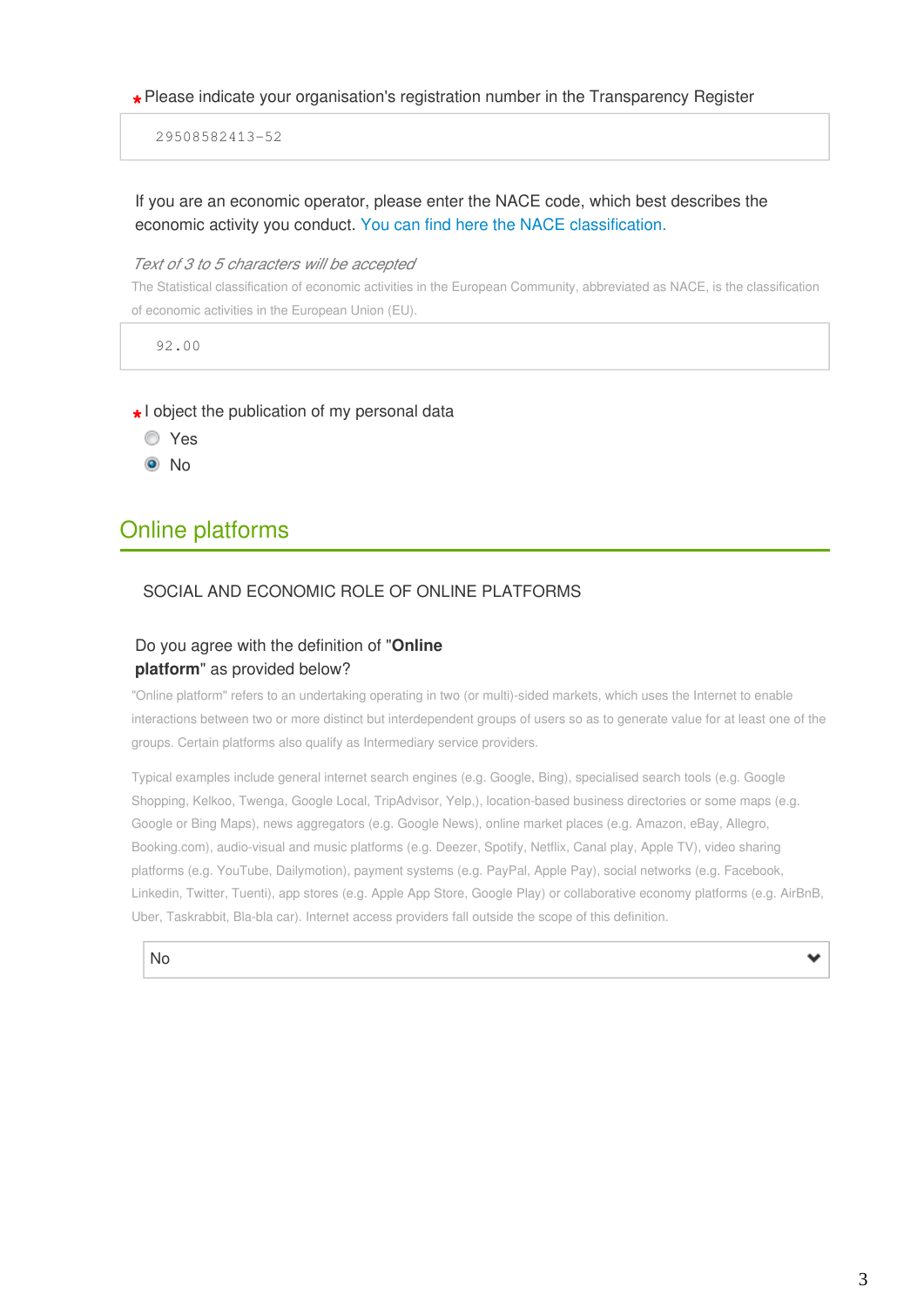*Please indicate your organisation's registration number in the Transparency Register

29508582413-52

If you are an economic operator, please enter the NACE code, which best describes the economic activity you conduct. You can find here the NACE classification.

*Text of 3 to 5 characters will be accepted*

The Statistical classification of economic activities in the European Community, abbreviated as NACE, is the classification of economic activities in the European Union (EU).

92.00

*I object the publication of my personal data

- Yes
- ● No

## Online platforms

SOCIAL AND ECONOMIC ROLE OF ONLINE PLATFORMS

Do you agree with the definition of "**Online platform**" as provided below?

"Online platform" refers to an undertaking operating in two (or multi)-sided markets, which uses the Internet to enable interactions between two or more distinct but interdependent groups of users so as to generate value for at least one of the groups. Certain platforms also qualify as Intermediary service providers.

Typical examples include general internet search engines (e.g. Google, Bing), specialised search tools (e.g. Google Shopping, Kelkoo, Twenga, Google Local, TripAdvisor, Yelp,), location-based business directories or some maps (e.g. Google or Bing Maps), news aggregators (e.g. Google News), online market places (e.g. Amazon, eBay, Allegro, Booking.com), audio-visual and music platforms (e.g. Deezer, Spotify, Netflix, Canal play, Apple TV), video sharing platforms (e.g. YouTube, Dailymotion), payment systems (e.g. PayPal, Apple Pay), social networks (e.g. Facebook, Linkedin, Twitter, Tuenti), app stores (e.g. Apple App Store, Google Play) or collaborative economy platforms (e.g. AirBnB, Uber, Taskrabbit, Bla-bla car). Internet access providers fall outside the scope of this definition.

No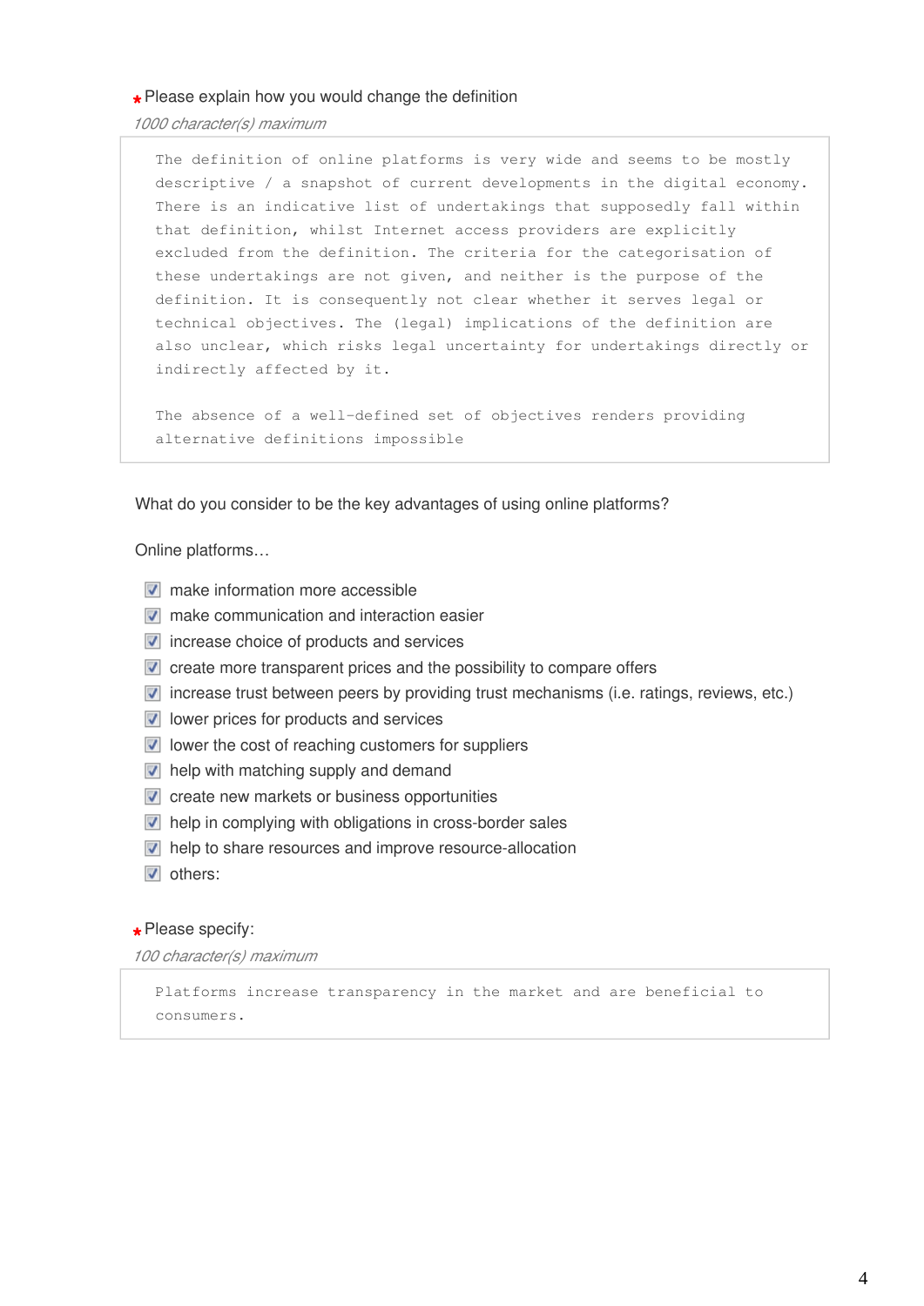\* Please explain how you would change the definition

*1000 character(s) maximum*

The definition of online platforms is very wide and seems to be mostly descriptive / a snapshot of current developments in the digital economy. There is an indicative list of undertakings that supposedly fall within that definition, whilst Internet access providers are explicitly excluded from the definition. The criteria for the categorisation of these undertakings are not given, and neither is the purpose of the definition. It is consequently not clear whether it serves legal or technical objectives. The (legal) implications of the definition are also unclear, which risks legal uncertainty for undertakings directly or indirectly affected by it.

The absence of a well-defined set of objectives renders providing alternative definitions impossible

What do you consider to be the key advantages of using online platforms?

Online platforms…

- [x] make information more accessible
- [x] make communication and interaction easier
- [x] increase choice of products and services
- [x] create more transparent prices and the possibility to compare offers
- [x] increase trust between peers by providing trust mechanisms (i.e. ratings, reviews, etc.)
- [x] lower prices for products and services
- [x] lower the cost of reaching customers for suppliers
- [x] help with matching supply and demand
- [x] create new markets or business opportunities
- [x] help in complying with obligations in cross-border sales
- [x] help to share resources and improve resource-allocation
- [x] others:

\* Please specify:

*100 character(s) maximum*

Platforms increase transparency in the market and are beneficial to consumers.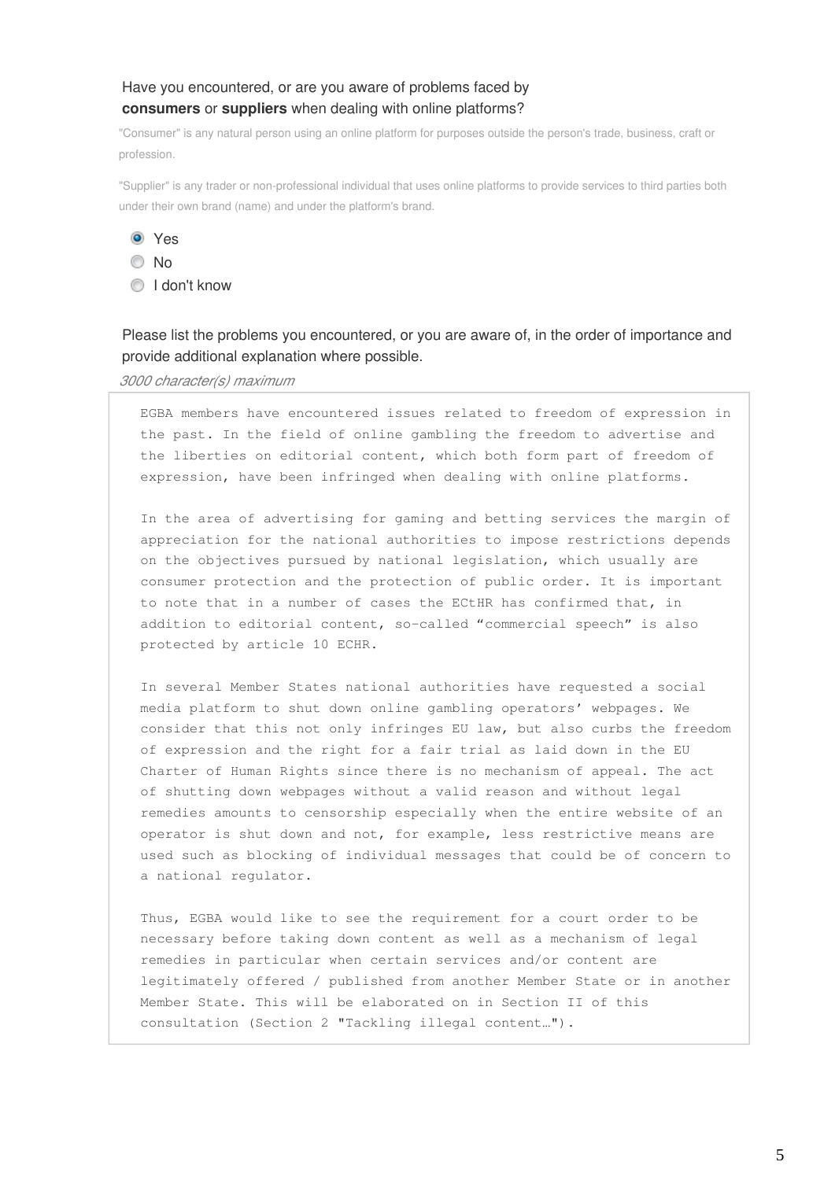Have you encountered, or are you aware of problems faced by **consumers** or **suppliers** when dealing with online platforms?

"Consumer" is any natural person using an online platform for purposes outside the person's trade, business, craft or profession.

"Supplier" is any trader or non-professional individual that uses online platforms to provide services to third parties both under their own brand (name) and under the platform's brand.

- (x) Yes
- ( ) No
- ( ) I don't know

Please list the problems you encountered, or you are aware of, in the order of importance and provide additional explanation where possible.

*3000 character(s) maximum*

EGBA members have encountered issues related to freedom of expression in the past. In the field of online gambling the freedom to advertise and the liberties on editorial content, which both form part of freedom of expression, have been infringed when dealing with online platforms.

In the area of advertising for gaming and betting services the margin of appreciation for the national authorities to impose restrictions depends on the objectives pursued by national legislation, which usually are consumer protection and the protection of public order. It is important to note that in a number of cases the ECtHR has confirmed that, in addition to editorial content, so-called "commercial speech" is also protected by article 10 ECHR.

In several Member States national authorities have requested a social media platform to shut down online gambling operators' webpages. We consider that this not only infringes EU law, but also curbs the freedom of expression and the right for a fair trial as laid down in the EU Charter of Human Rights since there is no mechanism of appeal. The act of shutting down webpages without a valid reason and without legal remedies amounts to censorship especially when the entire website of an operator is shut down and not, for example, less restrictive means are used such as blocking of individual messages that could be of concern to a national regulator.

Thus, EGBA would like to see the requirement for a court order to be necessary before taking down content as well as a mechanism of legal remedies in particular when certain services and/or content are legitimately offered / published from another Member State or in another Member State. This will be elaborated on in Section II of this consultation (Section 2 "Tackling illegal content…").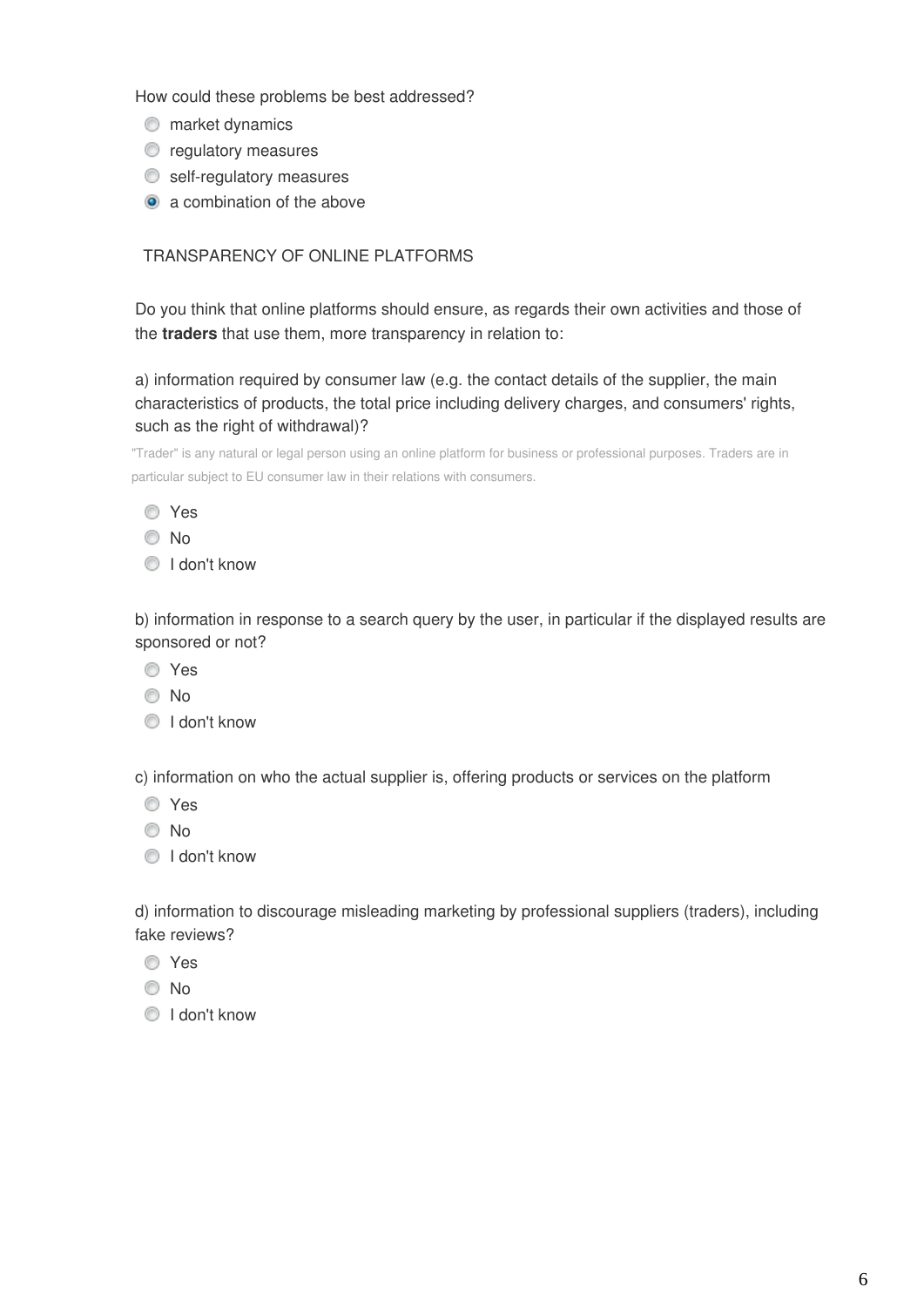How could these problems be best addressed?

- ○ market dynamics
- ○ regulatory measures
- ○ self-regulatory measures
- ● a combination of the above

TRANSPARENCY OF ONLINE PLATFORMS

Do you think that online platforms should ensure, as regards their own activities and those of the **traders** that use them, more transparency in relation to:

a) information required by consumer law (e.g. the contact details of the supplier, the main characteristics of products, the total price including delivery charges, and consumers' rights, such as the right of withdrawal)?

"Trader" is any natural or legal person using an online platform for business or professional purposes. Traders are in particular subject to EU consumer law in their relations with consumers.

- ○ Yes
- ○ No
- ○ I don't know

b) information in response to a search query by the user, in particular if the displayed results are sponsored or not?

- ○ Yes
- ○ No
- ○ I don't know

c) information on who the actual supplier is, offering products or services on the platform

- ○ Yes
- ○ No
- ○ I don't know

d) information to discourage misleading marketing by professional suppliers (traders), including fake reviews?

- ○ Yes
- ○ No
- ○ I don't know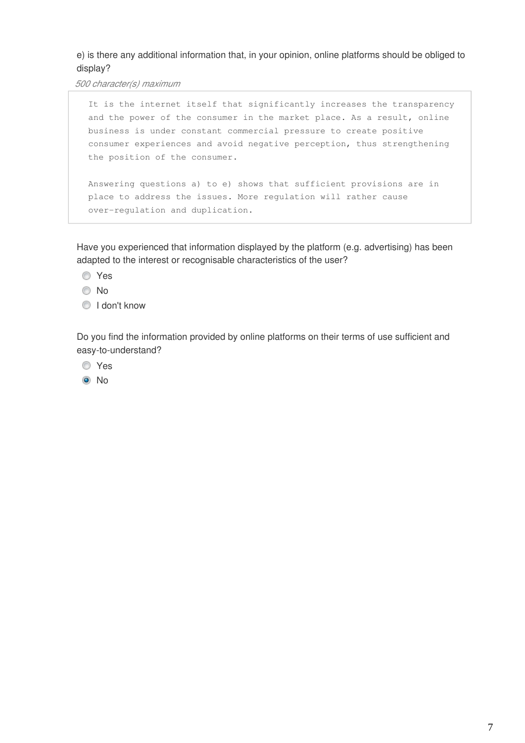e) is there any additional information that, in your opinion, online platforms should be obliged to display?

*500 character(s) maximum*

```
It is the internet itself that significantly increases the transparency
and the power of the consumer in the market place. As a result, online
business is under constant commercial pressure to create positive
consumer experiences and avoid negative perception, thus strengthening
the position of the consumer.

Answering questions a) to e) shows that sufficient provisions are in
place to address the issues. More regulation will rather cause
over-regulation and duplication.
```

Have you experienced that information displayed by the platform (e.g. advertising) has been adapted to the interest or recognisable characteristics of the user?

- ○ Yes
- ○ No
- ○ I don't know

Do you find the information provided by online platforms on their terms of use sufficient and easy-to-understand?

- ○ Yes
- ● No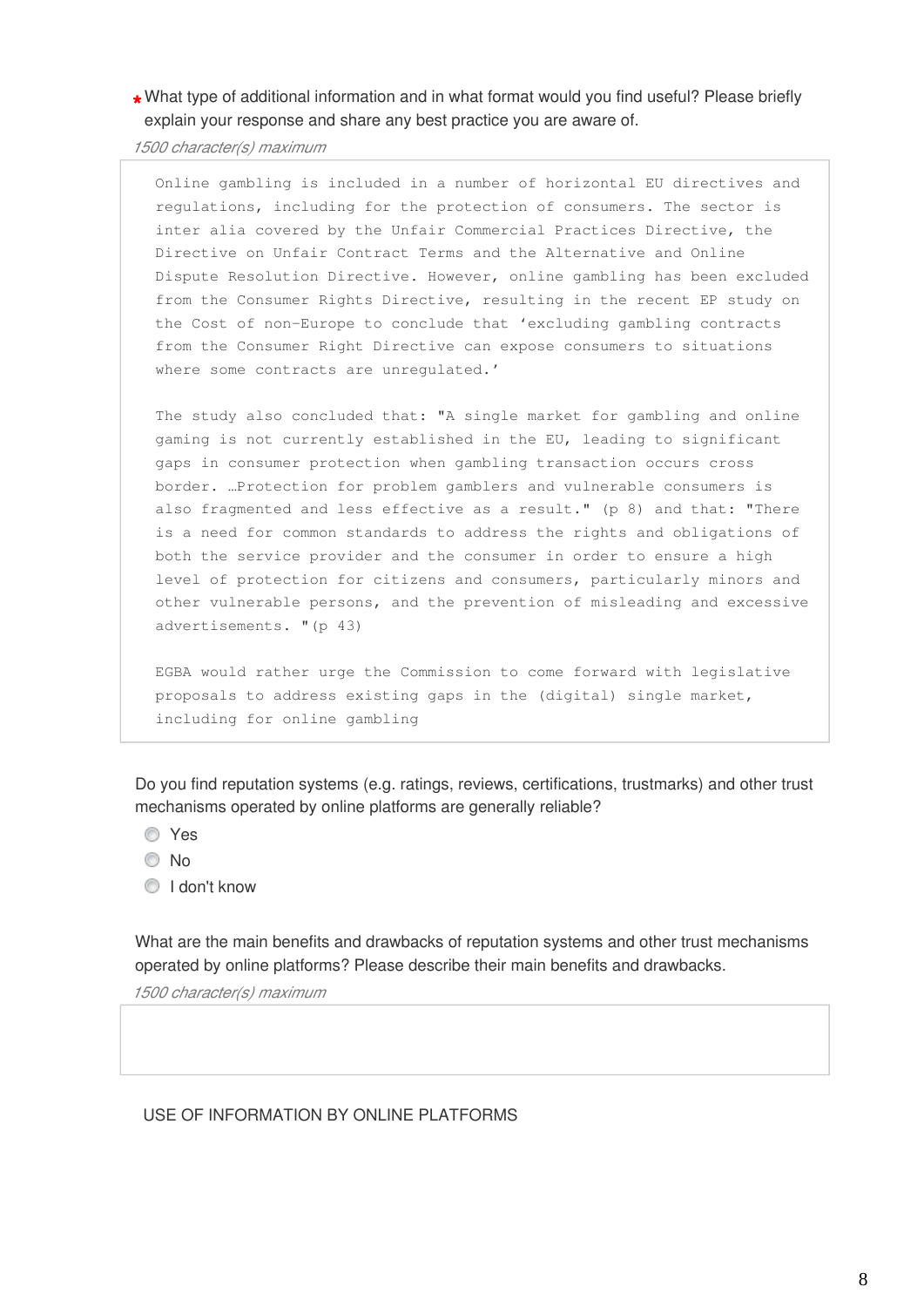\* What type of additional information and in what format would you find useful? Please briefly explain your response and share any best practice you are aware of.

*1500 character(s) maximum*

Online gambling is included in a number of horizontal EU directives and regulations, including for the protection of consumers. The sector is inter alia covered by the Unfair Commercial Practices Directive, the Directive on Unfair Contract Terms and the Alternative and Online Dispute Resolution Directive. However, online gambling has been excluded from the Consumer Rights Directive, resulting in the recent EP study on the Cost of non-Europe to conclude that 'excluding gambling contracts from the Consumer Right Directive can expose consumers to situations where some contracts are unregulated.'

The study also concluded that: "A single market for gambling and online gaming is not currently established in the EU, leading to significant gaps in consumer protection when gambling transaction occurs cross border. …Protection for problem gamblers and vulnerable consumers is also fragmented and less effective as a result." (p 8) and that: "There is a need for common standards to address the rights and obligations of both the service provider and the consumer in order to ensure a high level of protection for citizens and consumers, particularly minors and other vulnerable persons, and the prevention of misleading and excessive advertisements. "(p 43)

EGBA would rather urge the Commission to come forward with legislative proposals to address existing gaps in the (digital) single market, including for online gambling

Do you find reputation systems (e.g. ratings, reviews, certifications, trustmarks) and other trust mechanisms operated by online platforms are generally reliable?

- Yes
- No
- I don't know

What are the main benefits and drawbacks of reputation systems and other trust mechanisms operated by online platforms? Please describe their main benefits and drawbacks.

*1500 character(s) maximum*

USE OF INFORMATION BY ONLINE PLATFORMS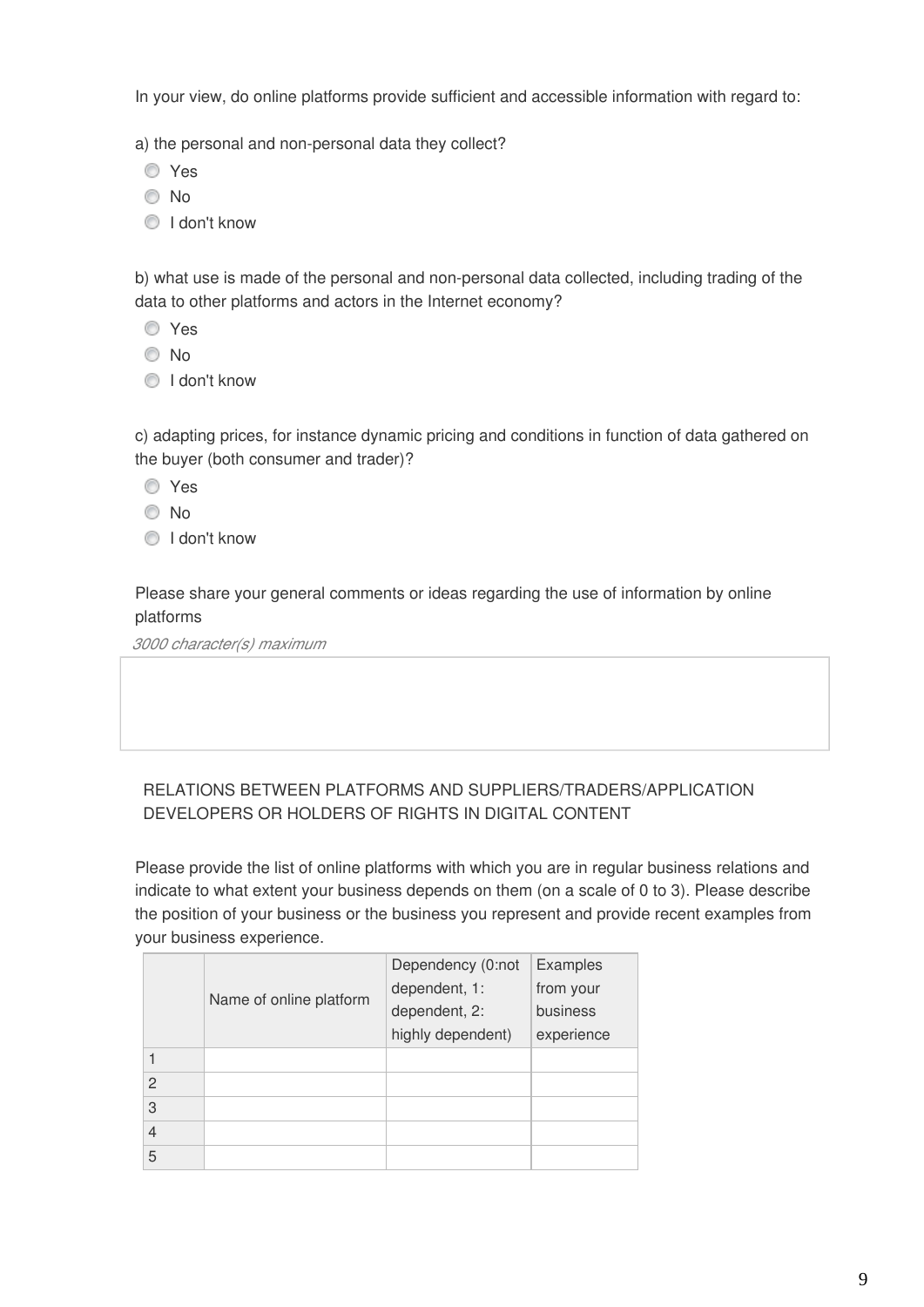In your view, do online platforms provide sufficient and accessible information with regard to:

a) the personal and non-personal data they collect?

- Yes
- No
- I don't know

b) what use is made of the personal and non-personal data collected, including trading of the data to other platforms and actors in the Internet economy?

- Yes
- No
- I don't know

c) adapting prices, for instance dynamic pricing and conditions in function of data gathered on the buyer (both consumer and trader)?

- Yes
- No
- I don't know

Please share your general comments or ideas regarding the use of information by online platforms

*3000 character(s) maximum*

RELATIONS BETWEEN PLATFORMS AND SUPPLIERS/TRADERS/APPLICATION DEVELOPERS OR HOLDERS OF RIGHTS IN DIGITAL CONTENT

Please provide the list of online platforms with which you are in regular business relations and indicate to what extent your business depends on them (on a scale of 0 to 3). Please describe the position of your business or the business you represent and provide recent examples from your business experience.

| | Name of online platform | Dependency (0:not dependent, 1: dependent, 2: highly dependent) | Examples from your business experience |
|---|---|---|---|
| 1 | | | |
| 2 | | | |
| 3 | | | |
| 4 | | | |
| 5 | | | |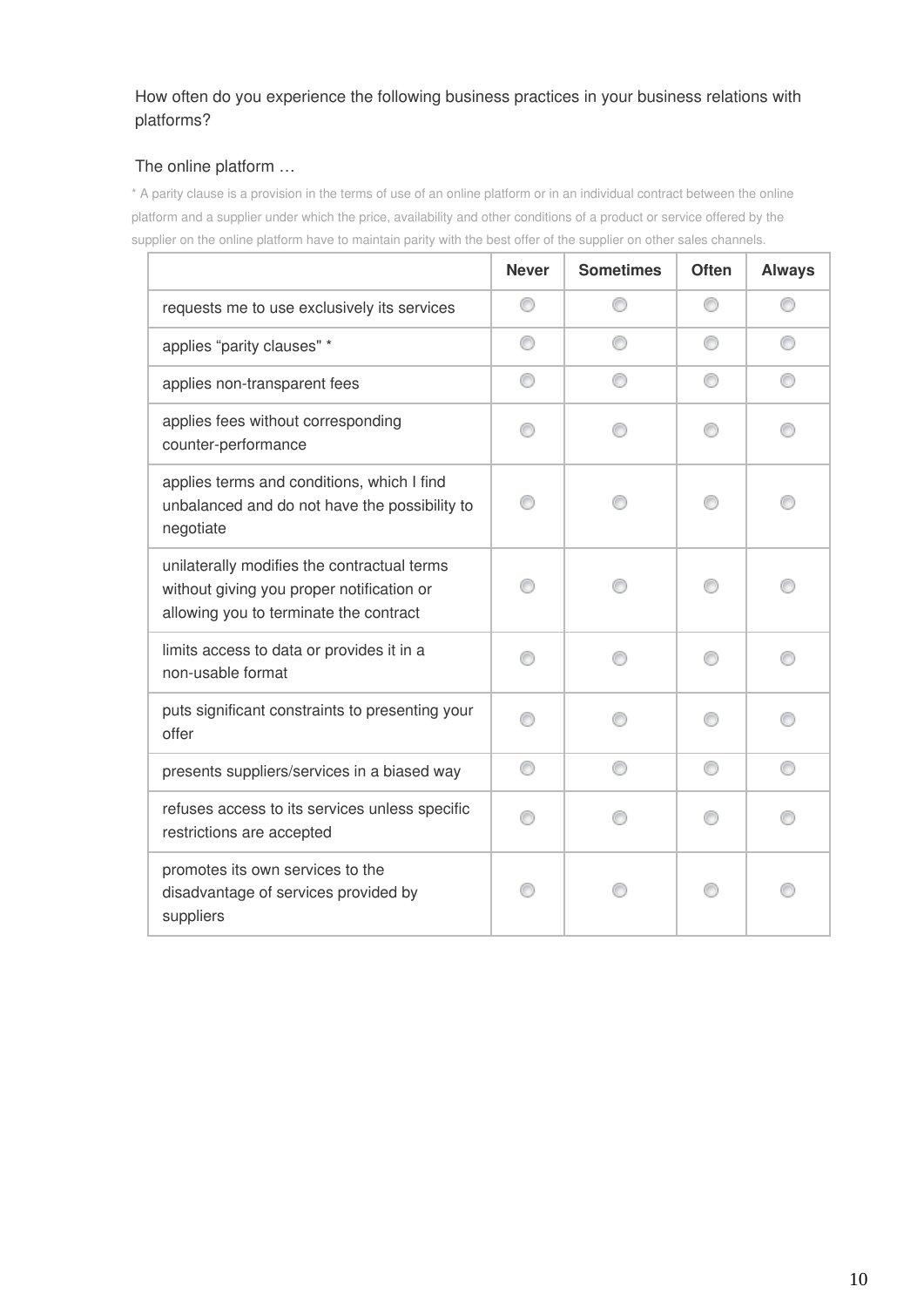How often do you experience the following business practices in your business relations with platforms?

The online platform …

* A parity clause is a provision in the terms of use of an online platform or in an individual contract between the online platform and a supplier under which the price, availability and other conditions of a product or service offered by the supplier on the online platform have to maintain parity with the best offer of the supplier on other sales channels.

| | Never | Sometimes | Often | Always |
|---|---|---|---|---|
| requests me to use exclusively its services | ○ | ○ | ○ | ○ |
| applies "parity clauses" * | ○ | ○ | ○ | ○ |
| applies non-transparent fees | ○ | ○ | ○ | ○ |
| applies fees without corresponding counter-performance | ○ | ○ | ○ | ○ |
| applies terms and conditions, which I find unbalanced and do not have the possibility to negotiate | ○ | ○ | ○ | ○ |
| unilaterally modifies the contractual terms without giving you proper notification or allowing you to terminate the contract | ○ | ○ | ○ | ○ |
| limits access to data or provides it in a non-usable format | ○ | ○ | ○ | ○ |
| puts significant constraints to presenting your offer | ○ | ○ | ○ | ○ |
| presents suppliers/services in a biased way | ○ | ○ | ○ | ○ |
| refuses access to its services unless specific restrictions are accepted | ○ | ○ | ○ | ○ |
| promotes its own services to the disadvantage of services provided by suppliers | ○ | ○ | ○ | ○ |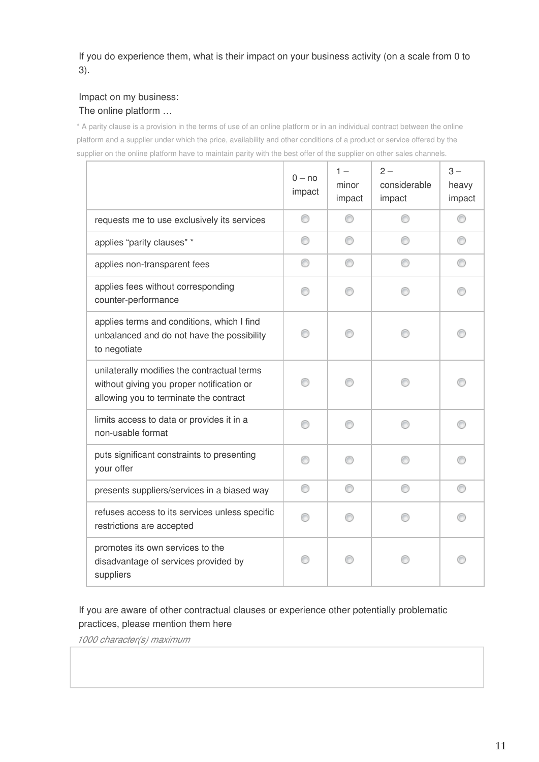If you do experience them, what is their impact on your business activity (on a scale from 0 to 3).

Impact on my business:
The online platform …

* A parity clause is a provision in the terms of use of an online platform or in an individual contract between the online platform and a supplier under which the price, availability and other conditions of a product or service offered by the supplier on the online platform have to maintain parity with the best offer of the supplier on other sales channels.

| | 0 – no impact | 1 – minor impact | 2 – considerable impact | 3 – heavy impact |
|---|---|---|---|---|
| requests me to use exclusively its services | ◯ | ◯ | ◯ | ◯ |
| applies “parity clauses" * | ◯ | ◯ | ◯ | ◯ |
| applies non-transparent fees | ◯ | ◯ | ◯ | ◯ |
| applies fees without corresponding counter-performance | ◯ | ◯ | ◯ | ◯ |
| applies terms and conditions, which I find unbalanced and do not have the possibility to negotiate | ◯ | ◯ | ◯ | ◯ |
| unilaterally modifies the contractual terms without giving you proper notification or allowing you to terminate the contract | ◯ | ◯ | ◯ | ◯ |
| limits access to data or provides it in a non-usable format | ◯ | ◯ | ◯ | ◯ |
| puts significant constraints to presenting your offer | ◯ | ◯ | ◯ | ◯ |
| presents suppliers/services in a biased way | ◯ | ◯ | ◯ | ◯ |
| refuses access to its services unless specific restrictions are accepted | ◯ | ◯ | ◯ | ◯ |
| promotes its own services to the disadvantage of services provided by suppliers | ◯ | ◯ | ◯ | ◯ |

If you are aware of other contractual clauses or experience other potentially problematic practices, please mention them here

*1000 character(s) maximum*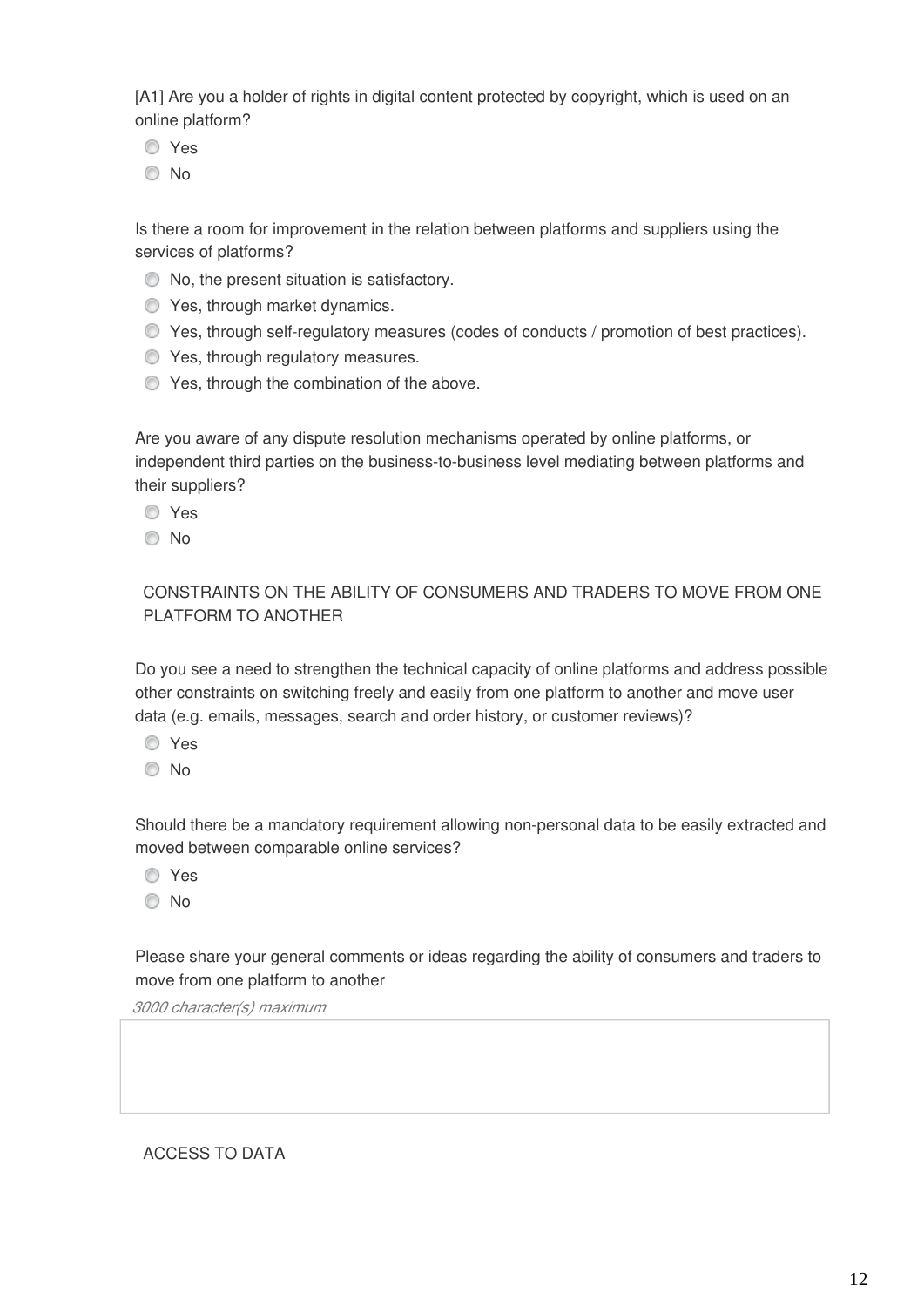[A1] Are you a holder of rights in digital content protected by copyright, which is used on an online platform?

- Yes
- No

Is there a room for improvement in the relation between platforms and suppliers using the services of platforms?

- No, the present situation is satisfactory.
- Yes, through market dynamics.
- Yes, through self-regulatory measures (codes of conducts / promotion of best practices).
- Yes, through regulatory measures.
- Yes, through the combination of the above.

Are you aware of any dispute resolution mechanisms operated by online platforms, or independent third parties on the business-to-business level mediating between platforms and their suppliers?

- Yes
- No

## CONSTRAINTS ON THE ABILITY OF CONSUMERS AND TRADERS TO MOVE FROM ONE PLATFORM TO ANOTHER

Do you see a need to strengthen the technical capacity of online platforms and address possible other constraints on switching freely and easily from one platform to another and move user data (e.g. emails, messages, search and order history, or customer reviews)?

- Yes
- No

Should there be a mandatory requirement allowing non-personal data to be easily extracted and moved between comparable online services?

- Yes
- No

Please share your general comments or ideas regarding the ability of consumers and traders to move from one platform to another

*3000 character(s) maximum*

## ACCESS TO DATA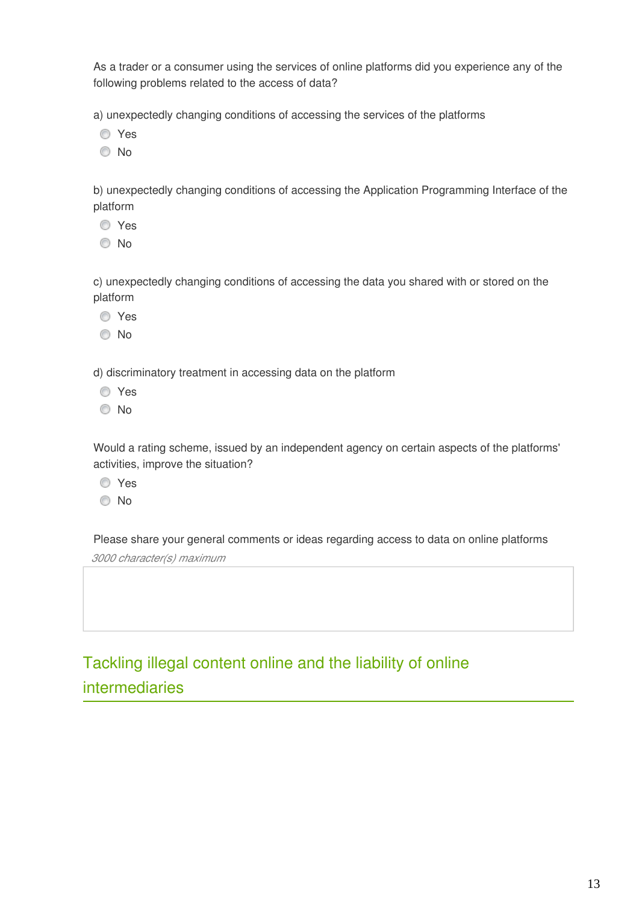As a trader or a consumer using the services of online platforms did you experience any of the following problems related to the access of data?

a) unexpectedly changing conditions of accessing the services of the platforms

- Yes
- No

b) unexpectedly changing conditions of accessing the Application Programming Interface of the platform

- Yes
- No

c) unexpectedly changing conditions of accessing the data you shared with or stored on the platform

- Yes
- No

d) discriminatory treatment in accessing data on the platform

- Yes
- No

Would a rating scheme, issued by an independent agency on certain aspects of the platforms' activities, improve the situation?

- Yes
- No

Please share your general comments or ideas regarding access to data on online platforms

*3000 character(s) maximum*

## Tackling illegal content online and the liability of online intermediaries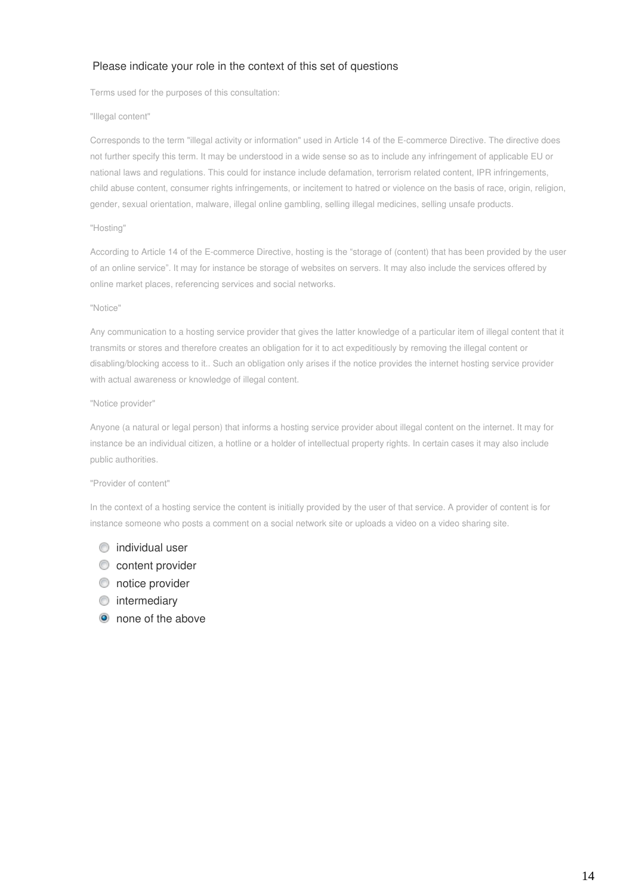Please indicate your role in the context of this set of questions

Terms used for the purposes of this consultation:

"Illegal content"

Corresponds to the term "illegal activity or information" used in Article 14 of the E-commerce Directive. The directive does not further specify this term. It may be understood in a wide sense so as to include any infringement of applicable EU or national laws and regulations. This could for instance include defamation, terrorism related content, IPR infringements, child abuse content, consumer rights infringements, or incitement to hatred or violence on the basis of race, origin, religion, gender, sexual orientation, malware, illegal online gambling, selling illegal medicines, selling unsafe products.

"Hosting"

According to Article 14 of the E-commerce Directive, hosting is the "storage of (content) that has been provided by the user of an online service". It may for instance be storage of websites on servers. It may also include the services offered by online market places, referencing services and social networks.

"Notice"

Any communication to a hosting service provider that gives the latter knowledge of a particular item of illegal content that it transmits or stores and therefore creates an obligation for it to act expeditiously by removing the illegal content or disabling/blocking access to it.. Such an obligation only arises if the notice provides the internet hosting service provider with actual awareness or knowledge of illegal content.

"Notice provider"

Anyone (a natural or legal person) that informs a hosting service provider about illegal content on the internet. It may for instance be an individual citizen, a hotline or a holder of intellectual property rights. In certain cases it may also include public authorities.

"Provider of content"

In the context of a hosting service the content is initially provided by the user of that service. A provider of content is for instance someone who posts a comment on a social network site or uploads a video on a video sharing site.

- ○ individual user
- ○ content provider
- ○ notice provider
- ○ intermediary
- ● none of the above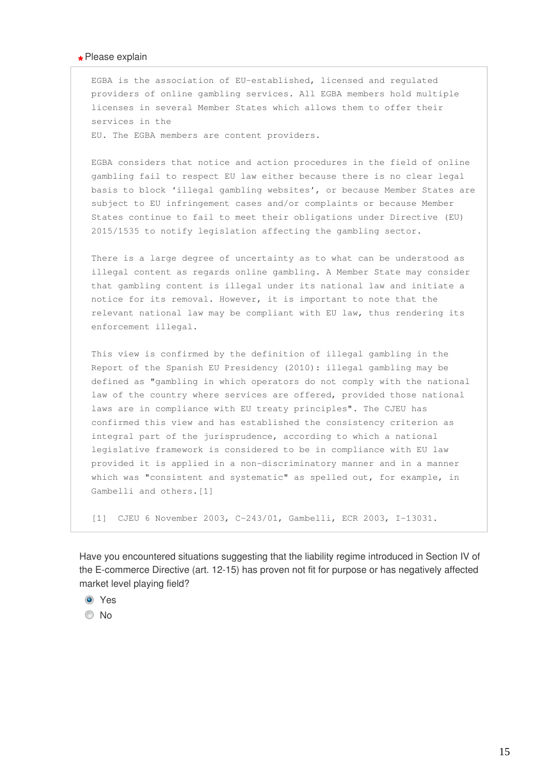*Please explain

EGBA is the association of EU-established, licensed and regulated providers of online gambling services. All EGBA members hold multiple licenses in several Member States which allows them to offer their services in the
EU. The EGBA members are content providers.

EGBA considers that notice and action procedures in the field of online gambling fail to respect EU law either because there is no clear legal basis to block 'illegal gambling websites', or because Member States are subject to EU infringement cases and/or complaints or because Member States continue to fail to meet their obligations under Directive (EU) 2015/1535 to notify legislation affecting the gambling sector.

There is a large degree of uncertainty as to what can be understood as illegal content as regards online gambling. A Member State may consider that gambling content is illegal under its national law and initiate a notice for its removal. However, it is important to note that the relevant national law may be compliant with EU law, thus rendering its enforcement illegal.

This view is confirmed by the definition of illegal gambling in the Report of the Spanish EU Presidency (2010): illegal gambling may be defined as "gambling in which operators do not comply with the national law of the country where services are offered, provided those national laws are in compliance with EU treaty principles". The CJEU has confirmed this view and has established the consistency criterion as integral part of the jurisprudence, according to which a national legislative framework is considered to be in compliance with EU law provided it is applied in a non-discriminatory manner and in a manner which was "consistent and systematic" as spelled out, for example, in Gambelli and others.[1]

[1] CJEU 6 November 2003, C-243/01, Gambelli, ECR 2003, I-13031.

Have you encountered situations suggesting that the liability regime introduced in Section IV of the E-commerce Directive (art. 12-15) has proven not fit for purpose or has negatively affected market level playing field?

- (x) Yes
- ( ) No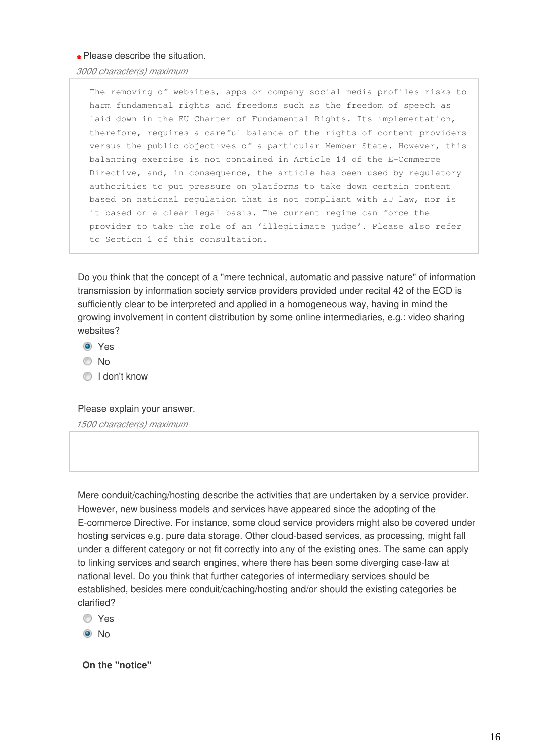\* Please describe the situation.

*3000 character(s) maximum*

```
The removing of websites, apps or company social media profiles risks to
harm fundamental rights and freedoms such as the freedom of speech as
laid down in the EU Charter of Fundamental Rights. Its implementation,
therefore, requires a careful balance of the rights of content providers
versus the public objectives of a particular Member State. However, this
balancing exercise is not contained in Article 14 of the E-Commerce
Directive, and, in consequence, the article has been used by regulatory
authorities to put pressure on platforms to take down certain content
based on national regulation that is not compliant with EU law, nor is
it based on a clear legal basis. The current regime can force the
provider to take the role of an 'illegitimate judge'. Please also refer
to Section 1 of this consultation.
```

Do you think that the concept of a "mere technical, automatic and passive nature" of information transmission by information society service providers provided under recital 42 of the ECD is sufficiently clear to be interpreted and applied in a homogeneous way, having in mind the growing involvement in content distribution by some online intermediaries, e.g.: video sharing websites?

- (●) Yes
- ( ) No
- ( ) I don't know

Please explain your answer.

*1500 character(s) maximum*

Mere conduit/caching/hosting describe the activities that are undertaken by a service provider. However, new business models and services have appeared since the adopting of the E-commerce Directive. For instance, some cloud service providers might also be covered under hosting services e.g. pure data storage. Other cloud-based services, as processing, might fall under a different category or not fit correctly into any of the existing ones. The same can apply to linking services and search engines, where there has been some diverging case-law at national level. Do you think that further categories of intermediary services should be established, besides mere conduit/caching/hosting and/or should the existing categories be clarified?

- ( ) Yes
- (●) No

**On the "notice"**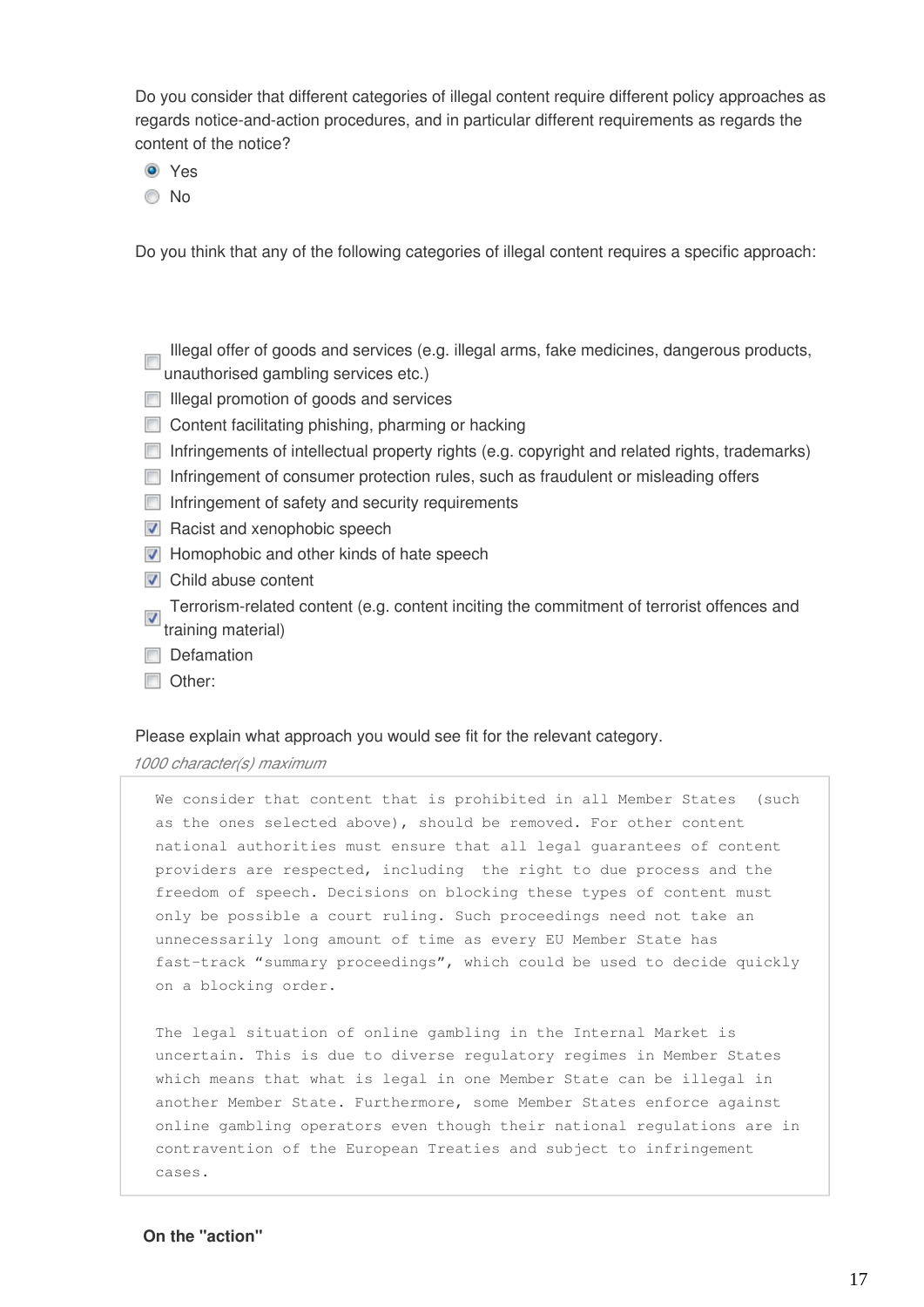Do you consider that different categories of illegal content require different policy approaches as regards notice-and-action procedures, and in particular different requirements as regards the content of the notice?

- (x) Yes
- ( ) No

Do you think that any of the following categories of illegal content requires a specific approach:

- [ ] Illegal offer of goods and services (e.g. illegal arms, fake medicines, dangerous products, unauthorised gambling services etc.)
- [ ] Illegal promotion of goods and services
- [ ] Content facilitating phishing, pharming or hacking
- [ ] Infringements of intellectual property rights (e.g. copyright and related rights, trademarks)
- [ ] Infringement of consumer protection rules, such as fraudulent or misleading offers
- [ ] Infringement of safety and security requirements
- [x] Racist and xenophobic speech
- [x] Homophobic and other kinds of hate speech
- [x] Child abuse content
- [x] Terrorism-related content (e.g. content inciting the commitment of terrorist offences and training material)
- [ ] Defamation
- [ ] Other:

Please explain what approach you would see fit for the relevant category.

*1000 character(s) maximum*

> We consider that content that is prohibited in all Member States (such as the ones selected above), should be removed. For other content national authorities must ensure that all legal guarantees of content providers are respected, including the right to due process and the freedom of speech. Decisions on blocking these types of content must only be possible a court ruling. Such proceedings need not take an unnecessarily long amount of time as every EU Member State has fast-track “summary proceedings”, which could be used to decide quickly on a blocking order.
>
> The legal situation of online gambling in the Internal Market is uncertain. This is due to diverse regulatory regimes in Member States which means that what is legal in one Member State can be illegal in another Member State. Furthermore, some Member States enforce against online gambling operators even though their national regulations are in contravention of the European Treaties and subject to infringement cases.

**On the "action"**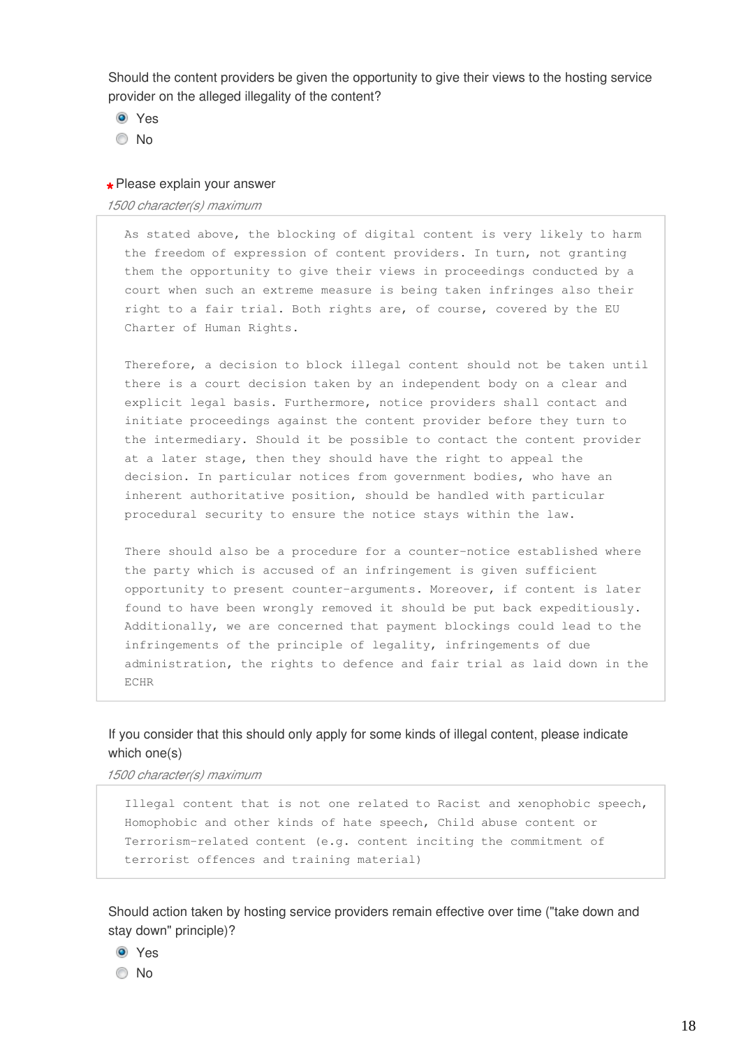Should the content providers be given the opportunity to give their views to the hosting service provider on the alleged illegality of the content?

- (x) Yes
- ( ) No

*Please explain your answer

*1500 character(s) maximum*

As stated above, the blocking of digital content is very likely to harm the freedom of expression of content providers. In turn, not granting them the opportunity to give their views in proceedings conducted by a court when such an extreme measure is being taken infringes also their right to a fair trial. Both rights are, of course, covered by the EU Charter of Human Rights.

Therefore, a decision to block illegal content should not be taken until there is a court decision taken by an independent body on a clear and explicit legal basis. Furthermore, notice providers shall contact and initiate proceedings against the content provider before they turn to the intermediary. Should it be possible to contact the content provider at a later stage, then they should have the right to appeal the decision. In particular notices from government bodies, who have an inherent authoritative position, should be handled with particular procedural security to ensure the notice stays within the law.

There should also be a procedure for a counter-notice established where the party which is accused of an infringement is given sufficient opportunity to present counter-arguments. Moreover, if content is later found to have been wrongly removed it should be put back expeditiously. Additionally, we are concerned that payment blockings could lead to the infringements of the principle of legality, infringements of due administration, the rights to defence and fair trial as laid down in the ECHR

If you consider that this should only apply for some kinds of illegal content, please indicate which one(s)

*1500 character(s) maximum*

Illegal content that is not one related to Racist and xenophobic speech, Homophobic and other kinds of hate speech, Child abuse content or Terrorism-related content (e.g. content inciting the commitment of terrorist offences and training material)

Should action taken by hosting service providers remain effective over time ("take down and stay down" principle)?

- (x) Yes
- ( ) No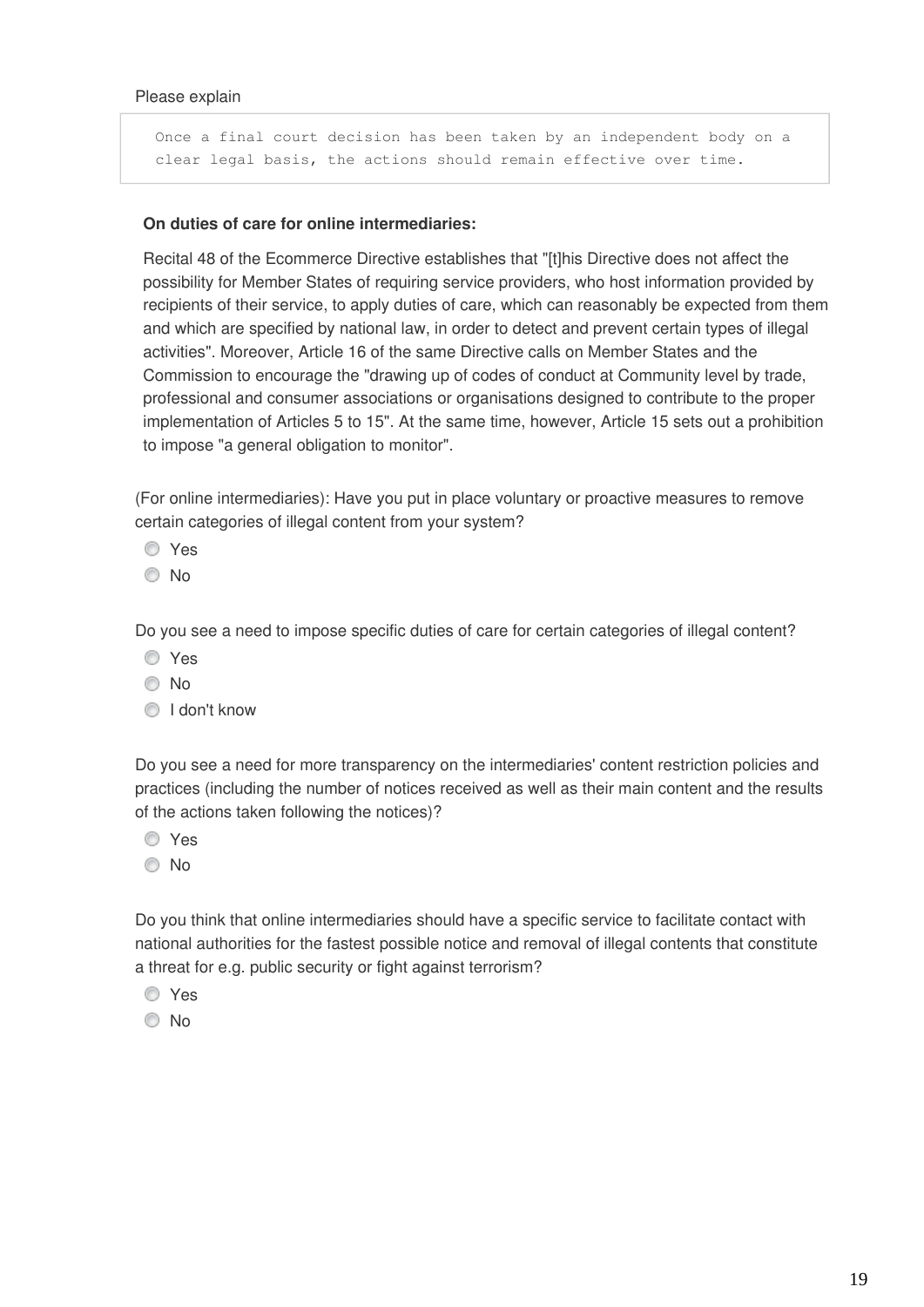Please explain

```
Once a final court decision has been taken by an independent body on a
clear legal basis, the actions should remain effective over time.
```

**On duties of care for online intermediaries:**

Recital 48 of the Ecommerce Directive establishes that "[t]his Directive does not affect the possibility for Member States of requiring service providers, who host information provided by recipients of their service, to apply duties of care, which can reasonably be expected from them and which are specified by national law, in order to detect and prevent certain types of illegal activities". Moreover, Article 16 of the same Directive calls on Member States and the Commission to encourage the "drawing up of codes of conduct at Community level by trade, professional and consumer associations or organisations designed to contribute to the proper implementation of Articles 5 to 15". At the same time, however, Article 15 sets out a prohibition to impose "a general obligation to monitor".

(For online intermediaries): Have you put in place voluntary or proactive measures to remove certain categories of illegal content from your system?

- Yes
- No

Do you see a need to impose specific duties of care for certain categories of illegal content?

- Yes
- No
- I don't know

Do you see a need for more transparency on the intermediaries' content restriction policies and practices (including the number of notices received as well as their main content and the results of the actions taken following the notices)?

- Yes
- No

Do you think that online intermediaries should have a specific service to facilitate contact with national authorities for the fastest possible notice and removal of illegal contents that constitute a threat for e.g. public security or fight against terrorism?

- Yes
- No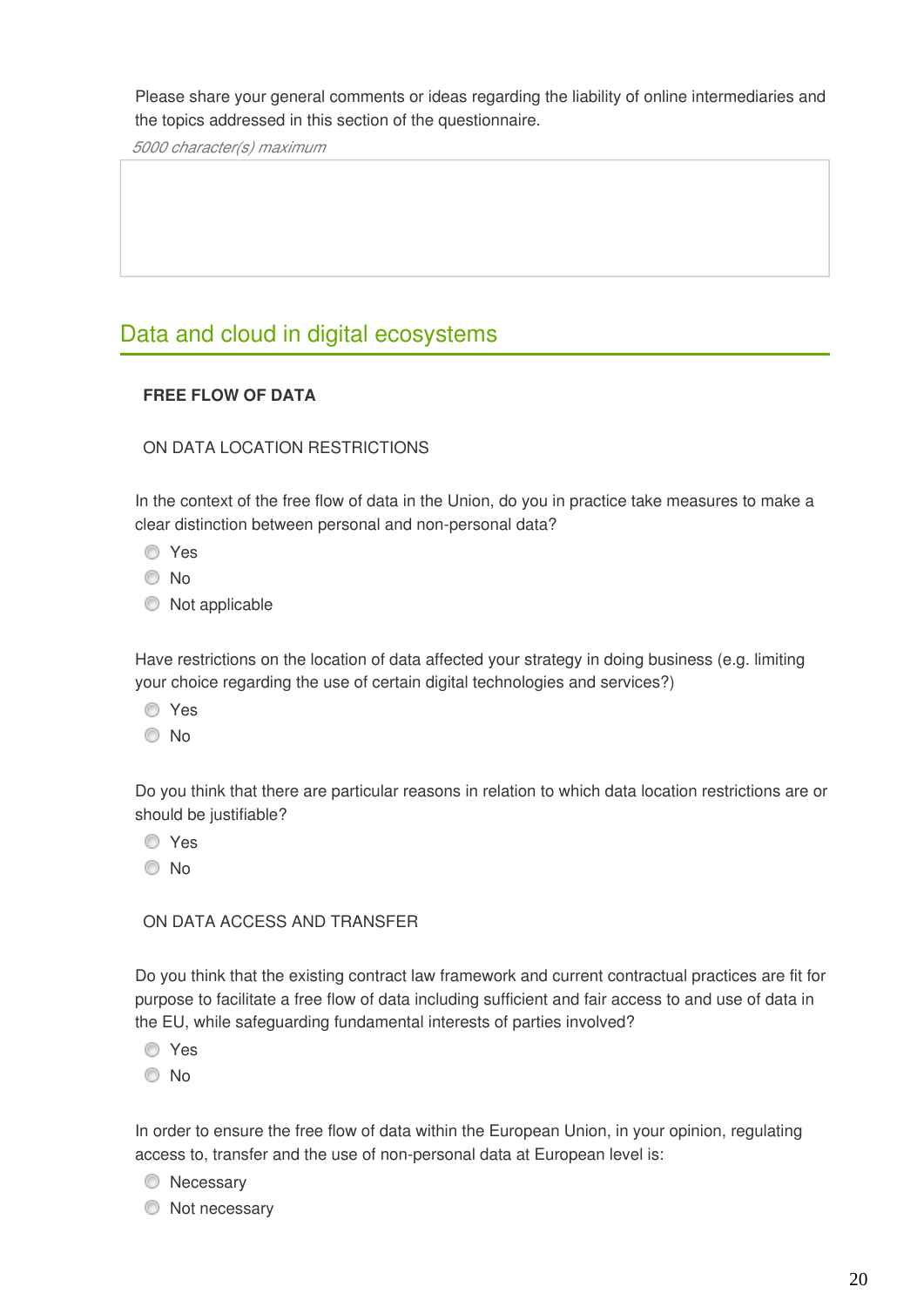Please share your general comments or ideas regarding the liability of online intermediaries and the topics addressed in this section of the questionnaire.

*5000 character(s) maximum*

## Data and cloud in digital ecosystems

**FREE FLOW OF DATA**

ON DATA LOCATION RESTRICTIONS

In the context of the free flow of data in the Union, do you in practice take measures to make a clear distinction between personal and non-personal data?

- Yes
- No
- Not applicable

Have restrictions on the location of data affected your strategy in doing business (e.g. limiting your choice regarding the use of certain digital technologies and services?)

- Yes
- No

Do you think that there are particular reasons in relation to which data location restrictions are or should be justifiable?

- Yes
- No

ON DATA ACCESS AND TRANSFER

Do you think that the existing contract law framework and current contractual practices are fit for purpose to facilitate a free flow of data including sufficient and fair access to and use of data in the EU, while safeguarding fundamental interests of parties involved?

- Yes
- No

In order to ensure the free flow of data within the European Union, in your opinion, regulating access to, transfer and the use of non-personal data at European level is:

- Necessary
- Not necessary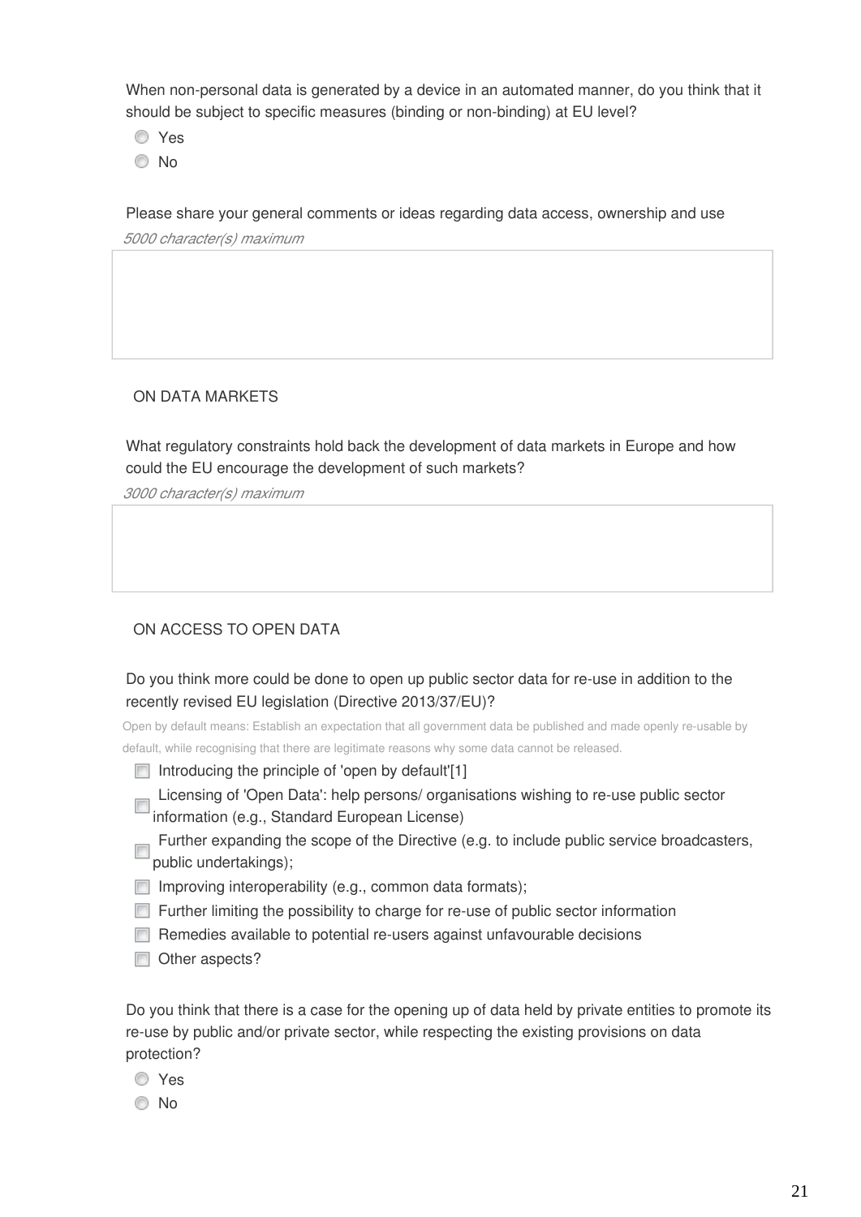When non-personal data is generated by a device in an automated manner, do you think that it should be subject to specific measures (binding or non-binding) at EU level?

- Yes
- No

Please share your general comments or ideas regarding data access, ownership and use

*5000 character(s) maximum*

ON DATA MARKETS

What regulatory constraints hold back the development of data markets in Europe and how could the EU encourage the development of such markets?

*3000 character(s) maximum*

ON ACCESS TO OPEN DATA

Do you think more could be done to open up public sector data for re-use in addition to the recently revised EU legislation (Directive 2013/37/EU)?

Open by default means: Establish an expectation that all government data be published and made openly re-usable by default, while recognising that there are legitimate reasons why some data cannot be released.

- [ ] Introducing the principle of 'open by default'[1]
- [ ] Licensing of 'Open Data': help persons/ organisations wishing to re-use public sector information (e.g., Standard European License)
- [ ] Further expanding the scope of the Directive (e.g. to include public service broadcasters, public undertakings);
- [ ] Improving interoperability (e.g., common data formats);
- [ ] Further limiting the possibility to charge for re-use of public sector information
- [ ] Remedies available to potential re-users against unfavourable decisions
- [ ] Other aspects?

Do you think that there is a case for the opening up of data held by private entities to promote its re-use by public and/or private sector, while respecting the existing provisions on data protection?

- Yes
- No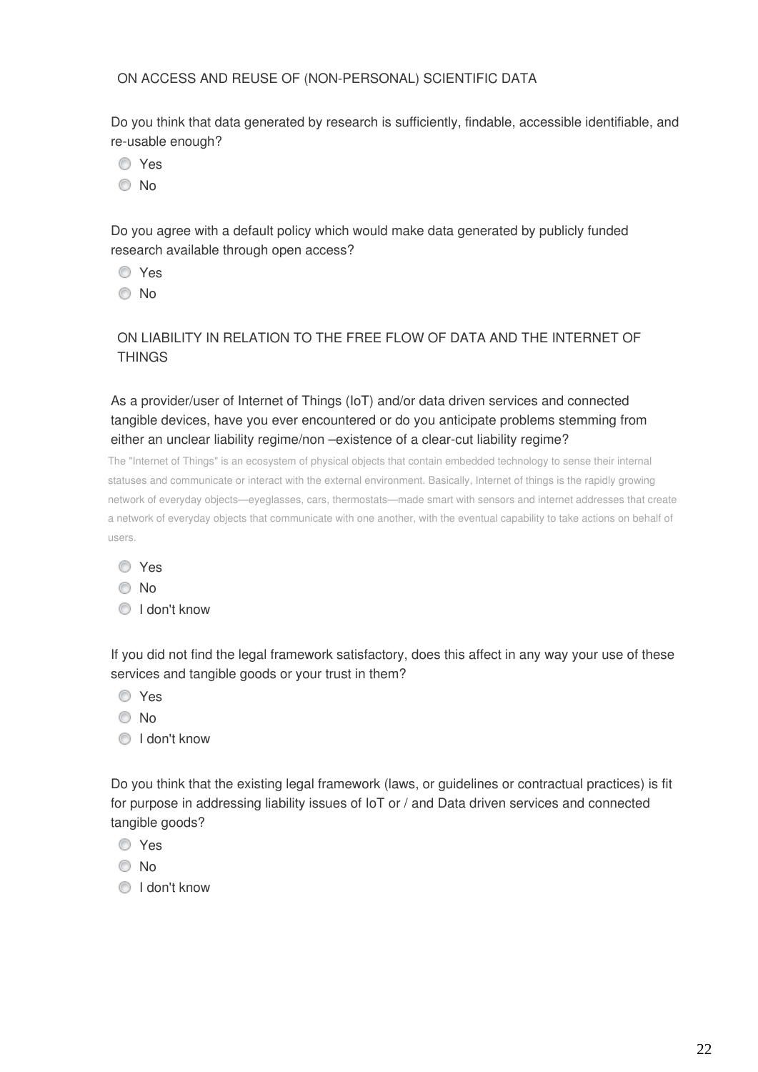## ON ACCESS AND REUSE OF (NON-PERSONAL) SCIENTIFIC DATA

Do you think that data generated by research is sufficiently, findable, accessible identifiable, and re-usable enough?

- Yes
- No

Do you agree with a default policy which would make data generated by publicly funded research available through open access?

- Yes
- No

## ON LIABILITY IN RELATION TO THE FREE FLOW OF DATA AND THE INTERNET OF THINGS

As a provider/user of Internet of Things (IoT) and/or data driven services and connected tangible devices, have you ever encountered or do you anticipate problems stemming from either an unclear liability regime/non –existence of a clear-cut liability regime?

The "Internet of Things" is an ecosystem of physical objects that contain embedded technology to sense their internal statuses and communicate or interact with the external environment. Basically, Internet of things is the rapidly growing network of everyday objects—eyeglasses, cars, thermostats—made smart with sensors and internet addresses that create a network of everyday objects that communicate with one another, with the eventual capability to take actions on behalf of users.

- Yes
- No
- I don't know

If you did not find the legal framework satisfactory, does this affect in any way your use of these services and tangible goods or your trust in them?

- Yes
- No
- I don't know

Do you think that the existing legal framework (laws, or guidelines or contractual practices) is fit for purpose in addressing liability issues of IoT or / and Data driven services and connected tangible goods?

- Yes
- No
- I don't know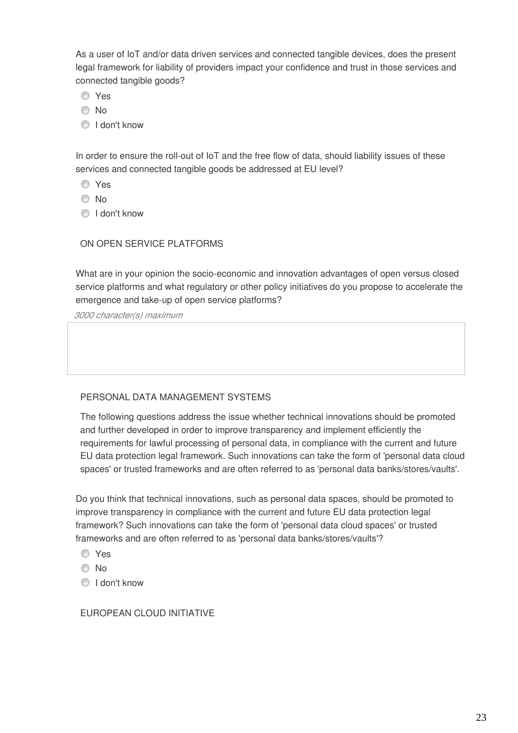As a user of IoT and/or data driven services and connected tangible devices, does the present legal framework for liability of providers impact your confidence and trust in those services and connected tangible goods?

- Yes
- No
- I don't know

In order to ensure the roll-out of IoT and the free flow of data, should liability issues of these services and connected tangible goods be addressed at EU level?

- Yes
- No
- I don't know

ON OPEN SERVICE PLATFORMS

What are in your opinion the socio-economic and innovation advantages of open versus closed service platforms and what regulatory or other policy initiatives do you propose to accelerate the emergence and take-up of open service platforms?

*3000 character(s) maximum*

PERSONAL DATA MANAGEMENT SYSTEMS

The following questions address the issue whether technical innovations should be promoted and further developed in order to improve transparency and implement efficiently the requirements for lawful processing of personal data, in compliance with the current and future EU data protection legal framework. Such innovations can take the form of 'personal data cloud spaces' or trusted frameworks and are often referred to as 'personal data banks/stores/vaults'.

Do you think that technical innovations, such as personal data spaces, should be promoted to improve transparency in compliance with the current and future EU data protection legal framework? Such innovations can take the form of 'personal data cloud spaces' or trusted frameworks and are often referred to as 'personal data banks/stores/vaults'?

- Yes
- No
- I don't know

EUROPEAN CLOUD INITIATIVE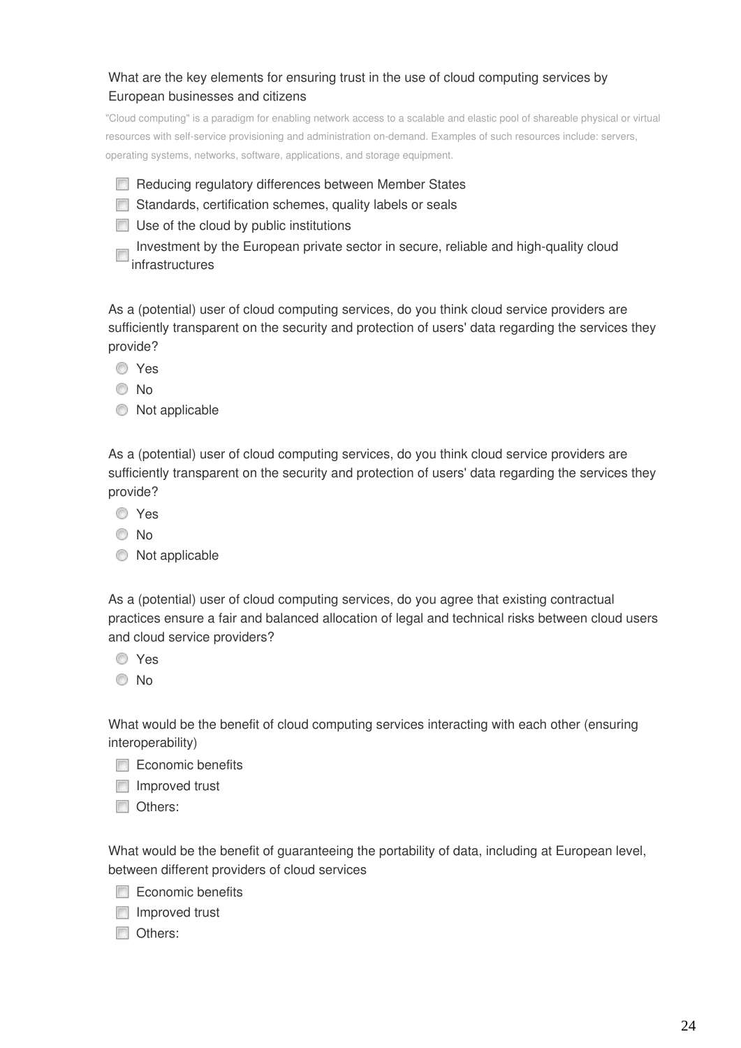What are the key elements for ensuring trust in the use of cloud computing services by European businesses and citizens

"Cloud computing" is a paradigm for enabling network access to a scalable and elastic pool of shareable physical or virtual resources with self-service provisioning and administration on-demand. Examples of such resources include: servers, operating systems, networks, software, applications, and storage equipment.

- [ ] Reducing regulatory differences between Member States
- [ ] Standards, certification schemes, quality labels or seals
- [ ] Use of the cloud by public institutions
- [ ] Investment by the European private sector in secure, reliable and high-quality cloud infrastructures

As a (potential) user of cloud computing services, do you think cloud service providers are sufficiently transparent on the security and protection of users' data regarding the services they provide?

- ◯ Yes
- ◯ No
- ◯ Not applicable

As a (potential) user of cloud computing services, do you think cloud service providers are sufficiently transparent on the security and protection of users' data regarding the services they provide?

- ◯ Yes
- ◯ No
- ◯ Not applicable

As a (potential) user of cloud computing services, do you agree that existing contractual practices ensure a fair and balanced allocation of legal and technical risks between cloud users and cloud service providers?

- ◯ Yes
- ◯ No

What would be the benefit of cloud computing services interacting with each other (ensuring interoperability)

- [ ] Economic benefits
- [ ] Improved trust
- [ ] Others:

What would be the benefit of guaranteeing the portability of data, including at European level, between different providers of cloud services

- [ ] Economic benefits
- [ ] Improved trust
- [ ] Others: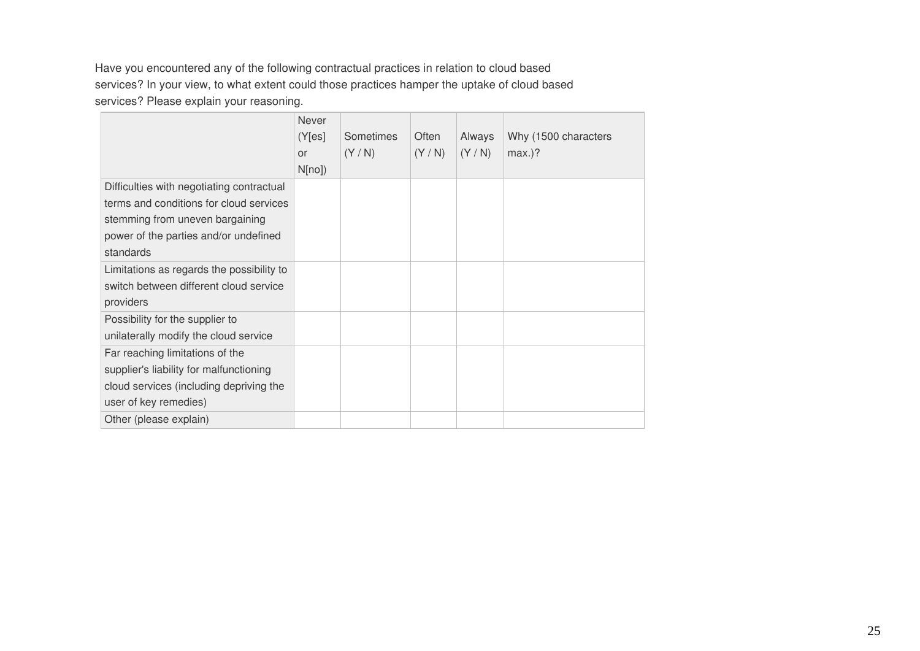Have you encountered any of the following contractual practices in relation to cloud based services? In your view, to what extent could those practices hamper the uptake of cloud based services? Please explain your reasoning.

| | Never (Y[es] or N[no]) | Sometimes (Y / N) | Often (Y / N) | Always (Y / N) | Why (1500 characters max.)? |
|---|---|---|---|---|---|
| Difficulties with negotiating contractual terms and conditions for cloud services stemming from uneven bargaining power of the parties and/or undefined standards | | | | | |
| Limitations as regards the possibility to switch between different cloud service providers | | | | | |
| Possibility for the supplier to unilaterally modify the cloud service | | | | | |
| Far reaching limitations of the supplier's liability for malfunctioning cloud services (including depriving the user of key remedies) | | | | | |
| Other (please explain) | | | | | |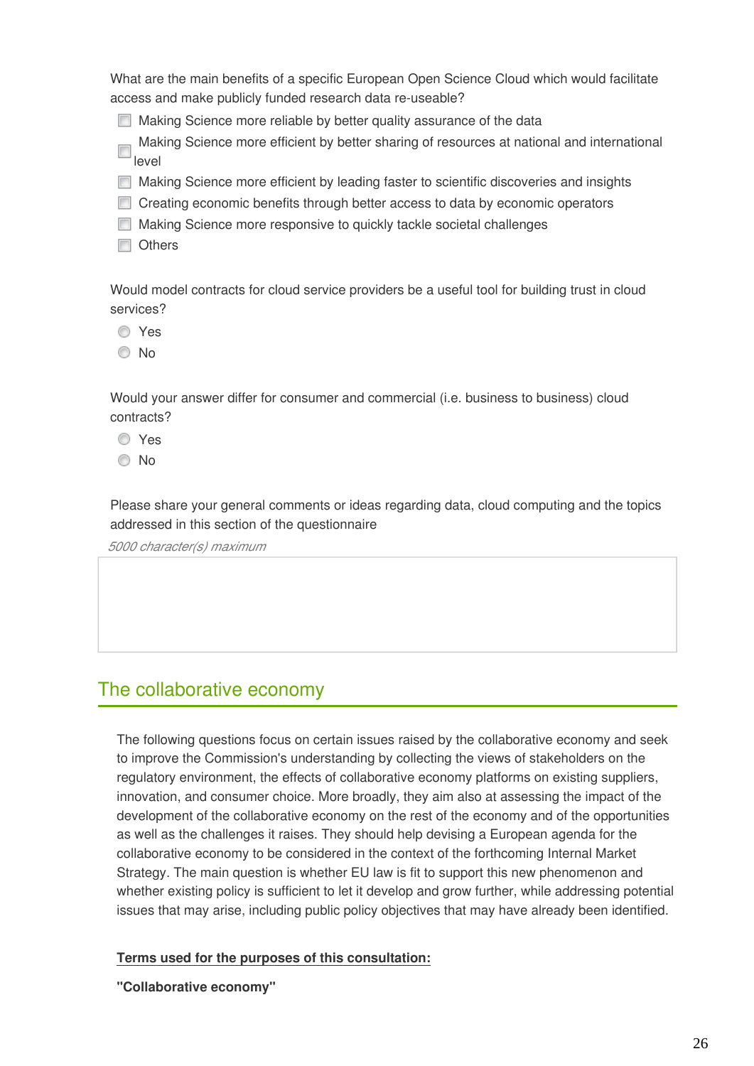What are the main benefits of a specific European Open Science Cloud which would facilitate access and make publicly funded research data re-useable?

- [ ] Making Science more reliable by better quality assurance of the data
- [ ] Making Science more efficient by better sharing of resources at national and international level
- [ ] Making Science more efficient by leading faster to scientific discoveries and insights
- [ ] Creating economic benefits through better access to data by economic operators
- [ ] Making Science more responsive to quickly tackle societal challenges
- [ ] Others

Would model contracts for cloud service providers be a useful tool for building trust in cloud services?

- Yes
- No

Would your answer differ for consumer and commercial (i.e. business to business) cloud contracts?

- Yes
- No

Please share your general comments or ideas regarding data, cloud computing and the topics addressed in this section of the questionnaire

*5000 character(s) maximum*

## The collaborative economy

The following questions focus on certain issues raised by the collaborative economy and seek to improve the Commission's understanding by collecting the views of stakeholders on the regulatory environment, the effects of collaborative economy platforms on existing suppliers, innovation, and consumer choice. More broadly, they aim also at assessing the impact of the development of the collaborative economy on the rest of the economy and of the opportunities as well as the challenges it raises. They should help devising a European agenda for the collaborative economy to be considered in the context of the forthcoming Internal Market Strategy. The main question is whether EU law is fit to support this new phenomenon and whether existing policy is sufficient to let it develop and grow further, while addressing potential issues that may arise, including public policy objectives that may have already been identified.

**Terms used for the purposes of this consultation:**

**"Collaborative economy"**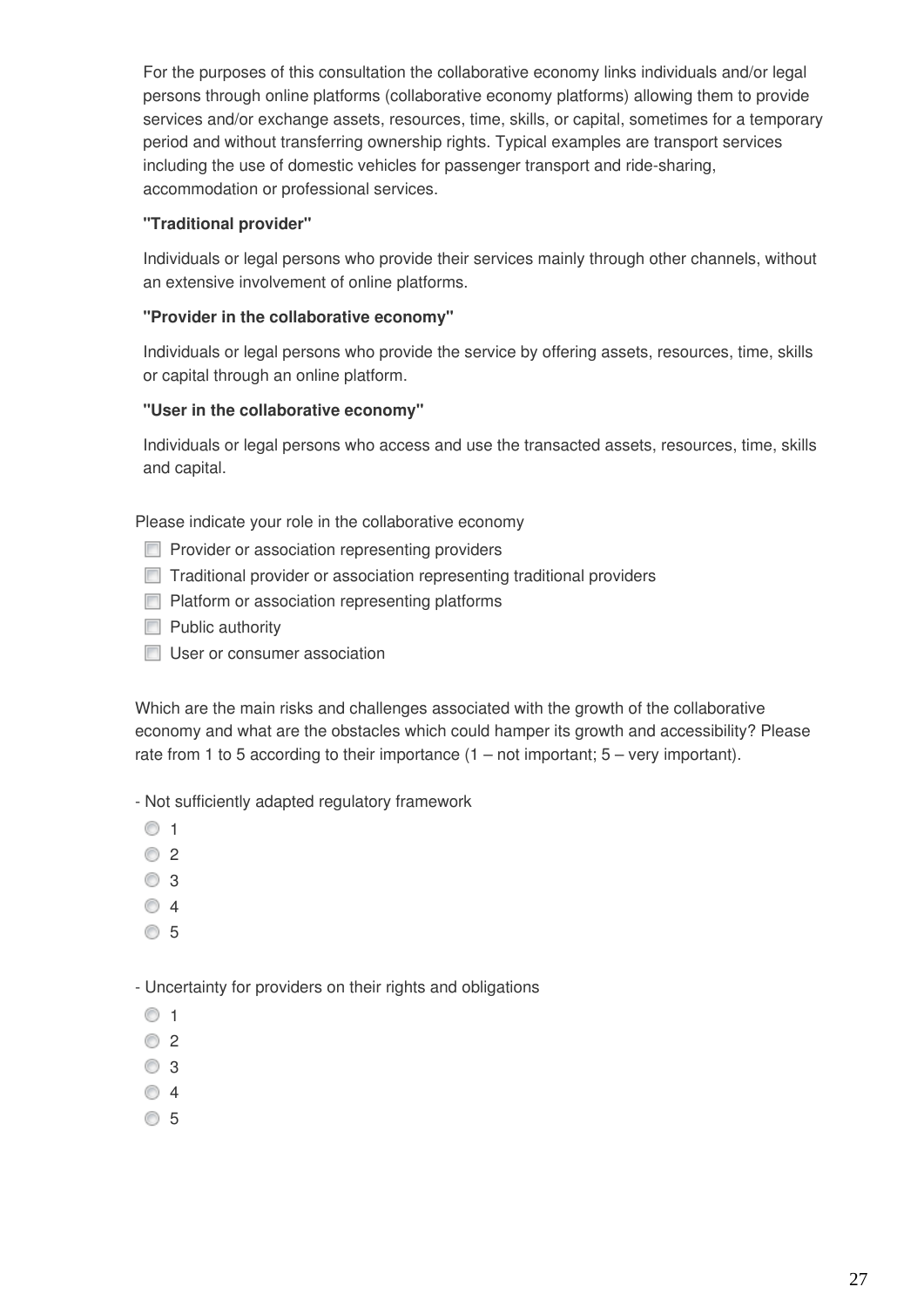For the purposes of this consultation the collaborative economy links individuals and/or legal persons through online platforms (collaborative economy platforms) allowing them to provide services and/or exchange assets, resources, time, skills, or capital, sometimes for a temporary period and without transferring ownership rights. Typical examples are transport services including the use of domestic vehicles for passenger transport and ride-sharing, accommodation or professional services.

**"Traditional provider"**

Individuals or legal persons who provide their services mainly through other channels, without an extensive involvement of online platforms.

**"Provider in the collaborative economy"**

Individuals or legal persons who provide the service by offering assets, resources, time, skills or capital through an online platform.

**"User in the collaborative economy"**

Individuals or legal persons who access and use the transacted assets, resources, time, skills and capital.

Please indicate your role in the collaborative economy

- ☐ Provider or association representing providers
- ☐ Traditional provider or association representing traditional providers
- ☐ Platform or association representing platforms
- ☐ Public authority
- ☐ User or consumer association

Which are the main risks and challenges associated with the growth of the collaborative economy and what are the obstacles which could hamper its growth and accessibility? Please rate from 1 to 5 according to their importance (1 – not important; 5 – very important).

- Not sufficiently adapted regulatory framework

- ○ 1
- ○ 2
- ○ 3
- ○ 4
- ○ 5

- Uncertainty for providers on their rights and obligations

- ○ 1
- ○ 2
- ○ 3
- ○ 4
- ○ 5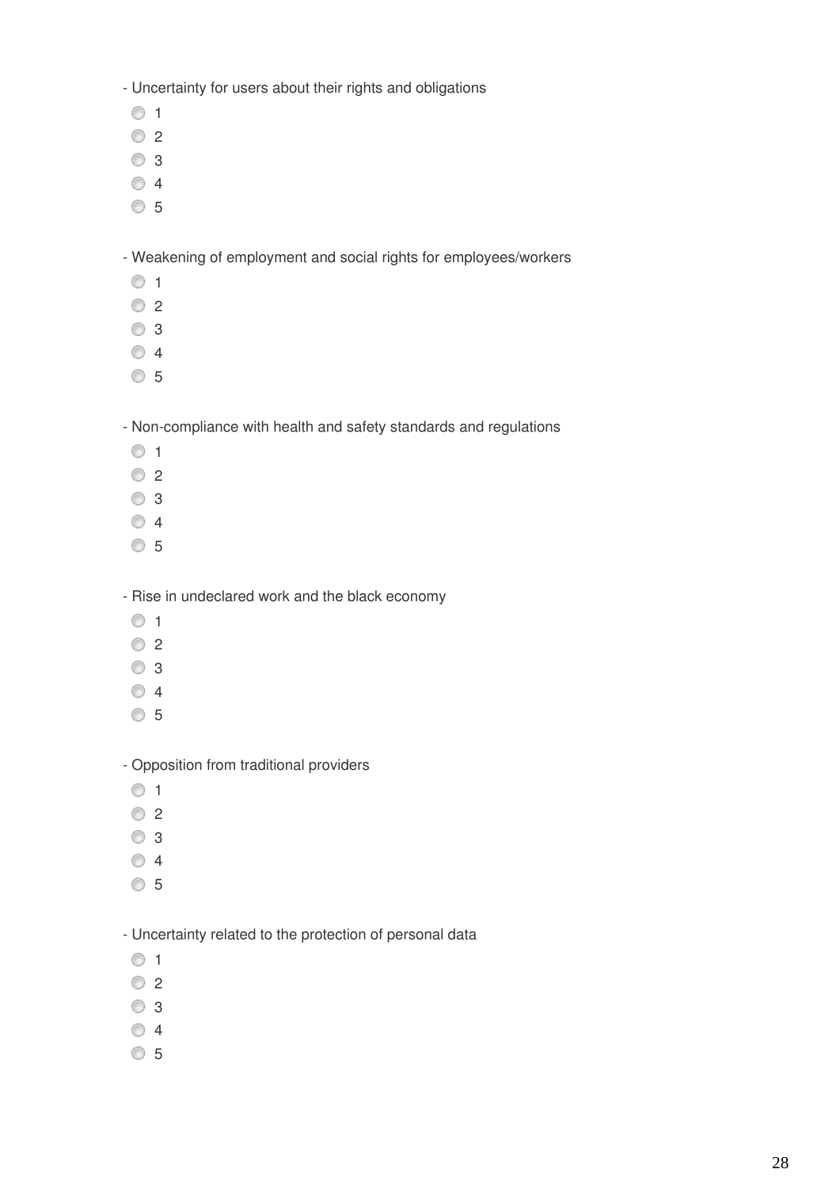- Uncertainty for users about their rights and obligations

- 1
- 2
- 3
- 4
- 5

- Weakening of employment and social rights for employees/workers

- 1
- 2
- 3
- 4
- 5

- Non-compliance with health and safety standards and regulations

- 1
- 2
- 3
- 4
- 5

- Rise in undeclared work and the black economy

- 1
- 2
- 3
- 4
- 5

- Opposition from traditional providers

- 1
- 2
- 3
- 4
- 5

- Uncertainty related to the protection of personal data

- 1
- 2
- 3
- 4
- 5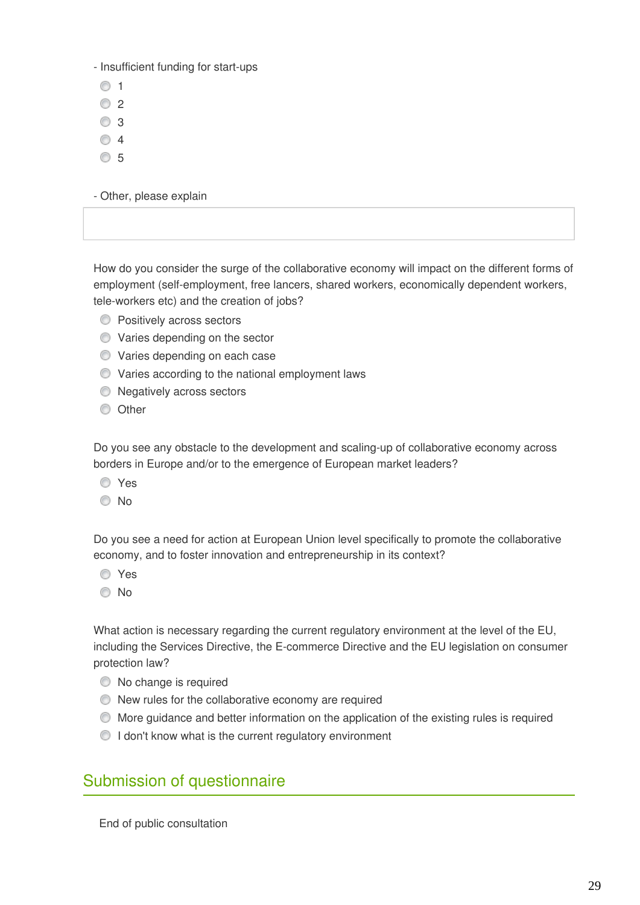- Insufficient funding for start-ups

- 1
- 2
- 3
- 4
- 5

- Other, please explain

How do you consider the surge of the collaborative economy will impact on the different forms of employment (self-employment, free lancers, shared workers, economically dependent workers, tele-workers etc) and the creation of jobs?

- Positively across sectors
- Varies depending on the sector
- Varies depending on each case
- Varies according to the national employment laws
- Negatively across sectors
- Other

Do you see any obstacle to the development and scaling-up of collaborative economy across borders in Europe and/or to the emergence of European market leaders?

- Yes
- No

Do you see a need for action at European Union level specifically to promote the collaborative economy, and to foster innovation and entrepreneurship in its context?

- Yes
- No

What action is necessary regarding the current regulatory environment at the level of the EU, including the Services Directive, the E-commerce Directive and the EU legislation on consumer protection law?

- No change is required
- New rules for the collaborative economy are required
- More guidance and better information on the application of the existing rules is required
- I don't know what is the current regulatory environment

## Submission of questionnaire

End of public consultation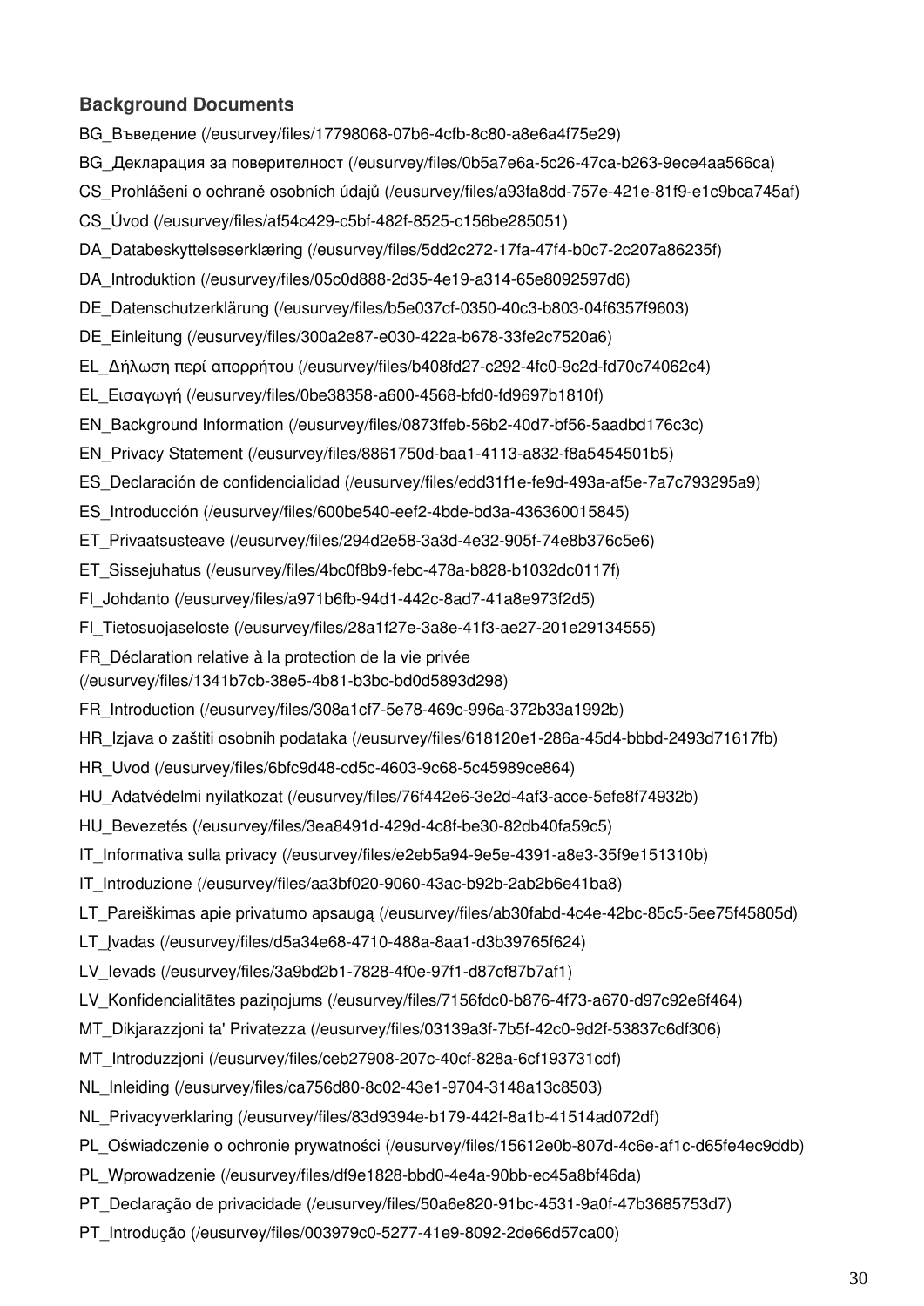### Background Documents

BG_Въведение (/eusurvey/files/17798068-07b6-4cfb-8c80-a8e6a4f75e29)

BG_Декларация за поверителност (/eusurvey/files/0b5a7e6a-5c26-47ca-b263-9ece4aa566ca)

CS_Prohlášení o ochraně osobních údajů (/eusurvey/files/a93fa8dd-757e-421e-81f9-e1c9bca745af)

CS_Úvod (/eusurvey/files/af54c429-c5bf-482f-8525-c156be285051)

DA_Databeskyttelseserklæring (/eusurvey/files/5dd2c272-17fa-47f4-b0c7-2c207a86235f)

DA_Introduktion (/eusurvey/files/05c0d888-2d35-4e19-a314-65e8092597d6)

DE_Datenschutzerklärung (/eusurvey/files/b5e037cf-0350-40c3-b803-04f6357f9603)

DE_Einleitung (/eusurvey/files/300a2e87-e030-422a-b678-33fe2c7520a6)

EL_Δήλωση περί απορρήτου (/eusurvey/files/b408fd27-c292-4fc0-9c2d-fd70c74062c4)

EL_Εισαγωγή (/eusurvey/files/0be38358-a600-4568-bfd0-fd9697b1810f)

EN_Background Information (/eusurvey/files/0873ffeb-56b2-40d7-bf56-5aadbd176c3c)

EN_Privacy Statement (/eusurvey/files/8861750d-baa1-4113-a832-f8a5454501b5)

ES_Declaración de confidencialidad (/eusurvey/files/edd31f1e-fe9d-493a-af5e-7a7c793295a9)

ES_Introducción (/eusurvey/files/600be540-eef2-4bde-bd3a-436360015845)

ET_Privaatsusteave (/eusurvey/files/294d2e58-3a3d-4e32-905f-74e8b376c5e6)

ET_Sissejuhatus (/eusurvey/files/4bc0f8b9-febc-478a-b828-b1032dc0117f)

FI_Johdanto (/eusurvey/files/a971b6fb-94d1-442c-8ad7-41a8e973f2d5)

FI_Tietosuojaseloste (/eusurvey/files/28a1f27e-3a8e-41f3-ae27-201e29134555)

FR_Déclaration relative à la protection de la vie privée (/eusurvey/files/1341b7cb-38e5-4b81-b3bc-bd0d5893d298)

FR_Introduction (/eusurvey/files/308a1cf7-5e78-469c-996a-372b33a1992b)

HR_Izjava o zaštiti osobnih podataka (/eusurvey/files/618120e1-286a-45d4-bbbd-2493d71617fb)

HR_Uvod (/eusurvey/files/6bfc9d48-cd5c-4603-9c68-5c45989ce864)

HU_Adatvédelmi nyilatkozat (/eusurvey/files/76f442e6-3e2d-4af3-acce-5efe8f74932b)

HU_Bevezetés (/eusurvey/files/3ea8491d-429d-4c8f-be30-82db40fa59c5)

IT_Informativa sulla privacy (/eusurvey/files/e2eb5a94-9e5e-4391-a8e3-35f9e151310b)

IT_Introduzione (/eusurvey/files/aa3bf020-9060-43ac-b92b-2ab2b6e41ba8)

LT_Pareiškimas apie privatumo apsaugą (/eusurvey/files/ab30fabd-4c4e-42bc-85c5-5ee75f45805d)

LT_Įvadas (/eusurvey/files/d5a34e68-4710-488a-8aa1-d3b39765f624)

LV_Ievads (/eusurvey/files/3a9bd2b1-7828-4f0e-97f1-d87cf87b7af1)

LV_Konfidencialitātes paziņojums (/eusurvey/files/7156fdc0-b876-4f73-a670-d97c92e6f464)

MT_Dikjarazzjoni ta' Privatezza (/eusurvey/files/03139a3f-7b5f-42c0-9d2f-53837c6df306)

MT_Introduzzjoni (/eusurvey/files/ceb27908-207c-40cf-828a-6cf193731cdf)

NL_Inleiding (/eusurvey/files/ca756d80-8c02-43e1-9704-3148a13c8503)

NL_Privacyverklaring (/eusurvey/files/83d9394e-b179-442f-8a1b-41514ad072df)

PL_Oświadczenie o ochronie prywatności (/eusurvey/files/15612e0b-807d-4c6e-af1c-d65fe4ec9ddb)

PL_Wprowadzenie (/eusurvey/files/df9e1828-bbd0-4e4a-90bb-ec45a8bf46da)

PT_Declaração de privacidade (/eusurvey/files/50a6e820-91bc-4531-9a0f-47b3685753d7)

PT_Introdução (/eusurvey/files/003979c0-5277-41e9-8092-2de66d57ca00)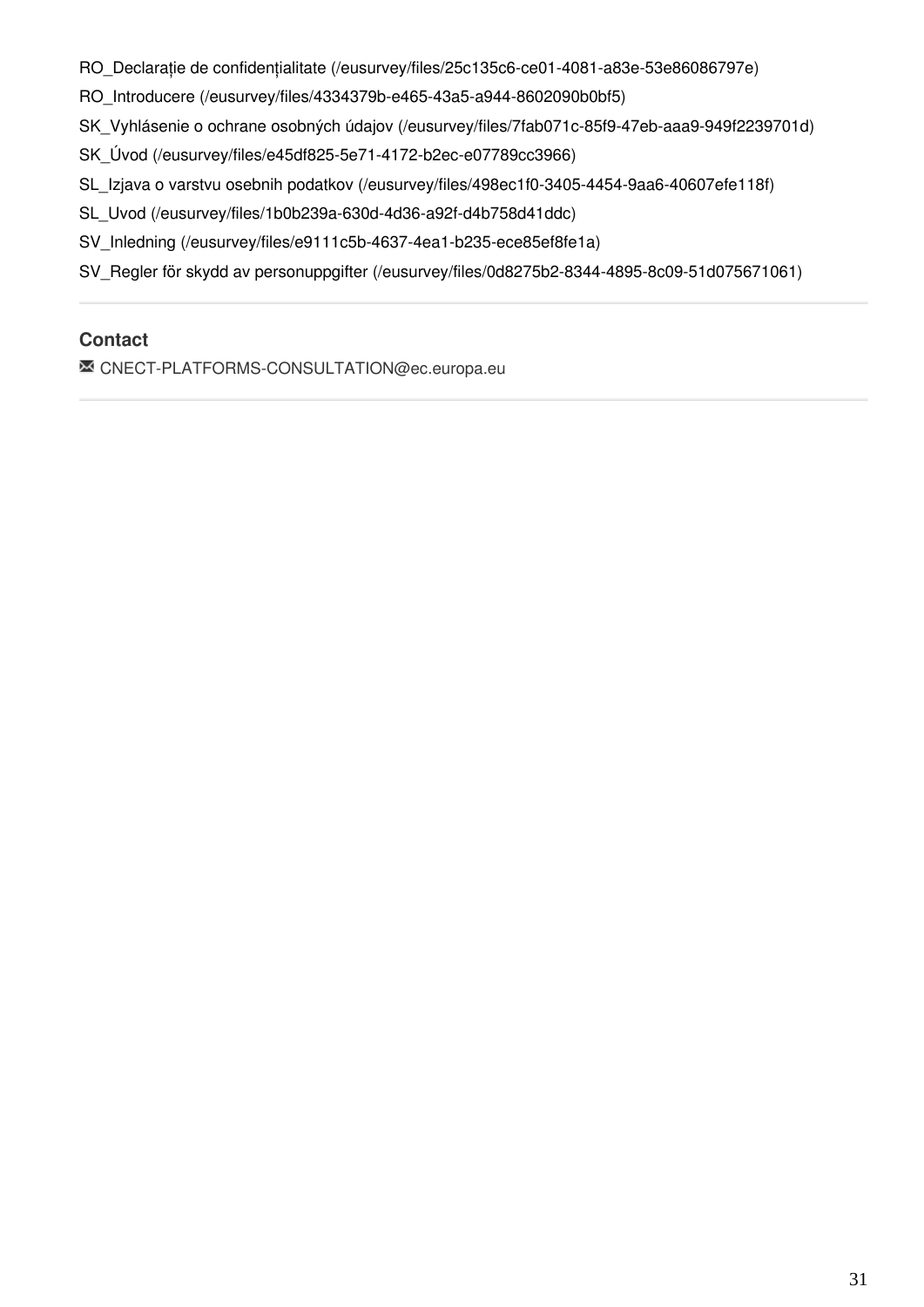RO_Declarație de confidențialitate (/eusurvey/files/25c135c6-ce01-4081-a83e-53e86086797e)

RO_Introducere (/eusurvey/files/4334379b-e465-43a5-a944-8602090b0bf5)

SK_Vyhlásenie o ochrane osobných údajov (/eusurvey/files/7fab071c-85f9-47eb-aaa9-949f2239701d)

SK_Úvod (/eusurvey/files/e45df825-5e71-4172-b2ec-e07789cc3966)

SL_Izjava o varstvu osebnih podatkov (/eusurvey/files/498ec1f0-3405-4454-9aa6-40607efe118f)

SL_Uvod (/eusurvey/files/1b0b239a-630d-4d36-a92f-d4b758d41ddc)

SV_Inledning (/eusurvey/files/e9111c5b-4637-4ea1-b235-ece85ef8fe1a)

SV_Regler för skydd av personuppgifter (/eusurvey/files/0d8275b2-8344-4895-8c09-51d075671061)

### Contact

✉ CNECT-PLATFORMS-CONSULTATION@ec.europa.eu